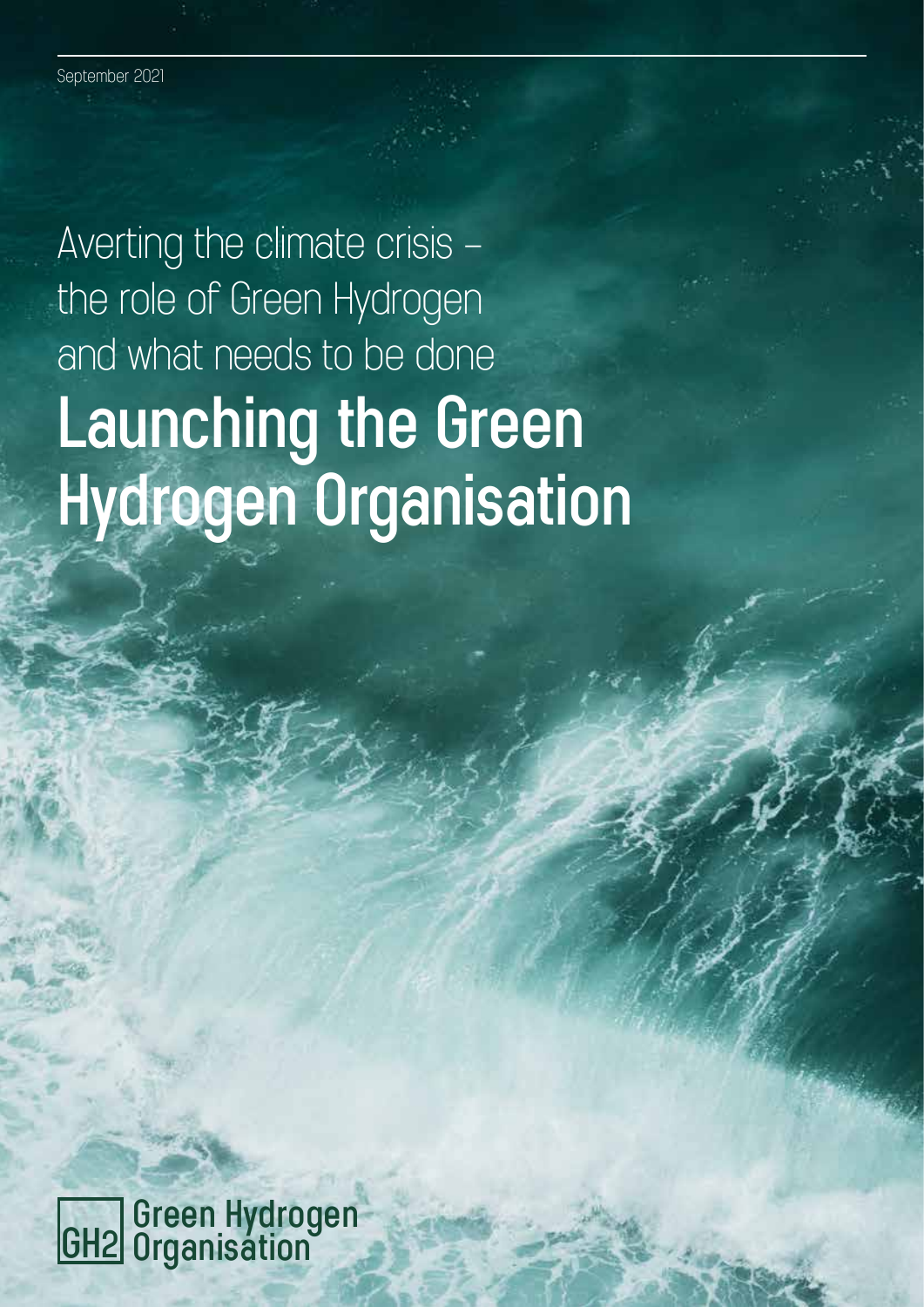September 2021

Averting the climate crisis – the role of Green Hydrogen and what needs to be done

# Launching the Green Hydrogen Organisation

GH2 Green Hydrogen Organisation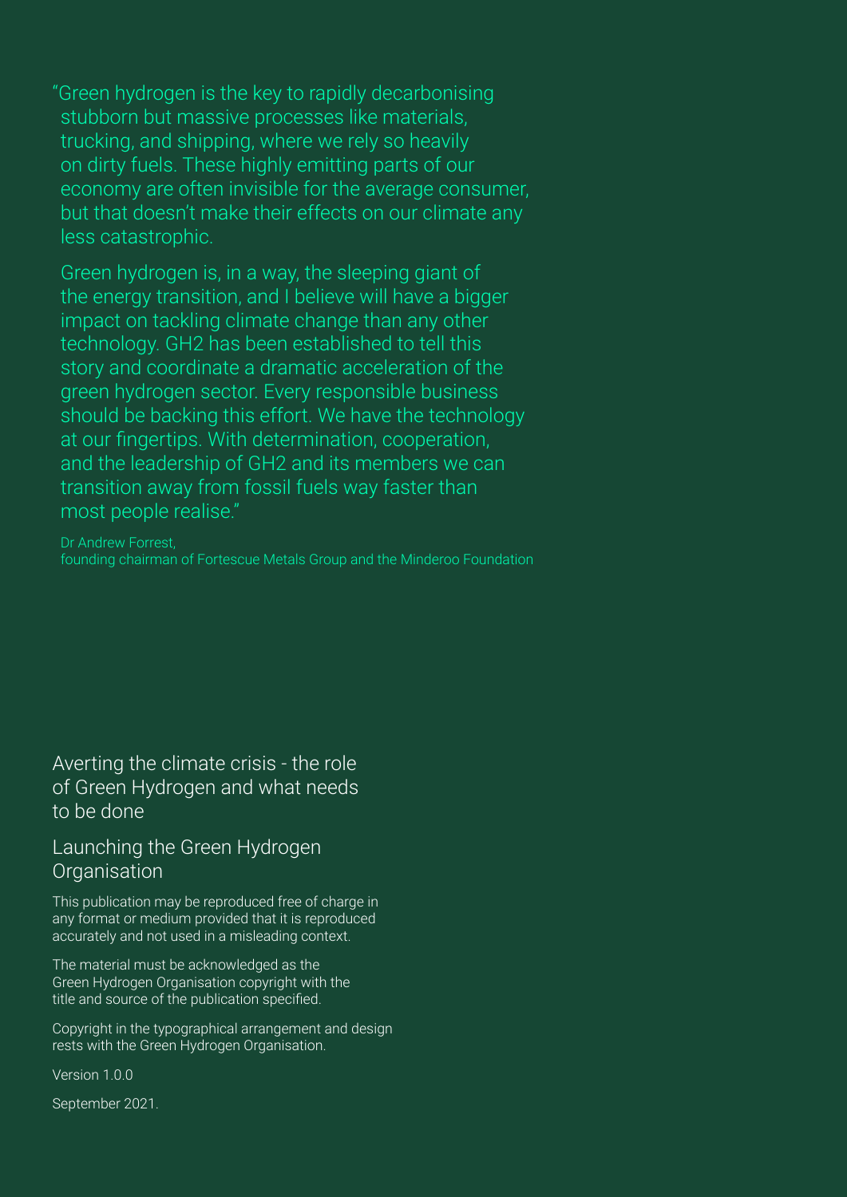"Green hydrogen is the key to rapidly decarbonising stubborn but massive processes like materials, trucking, and shipping, where we rely so heavily on dirty fuels. These highly emitting parts of our economy are often invisible for the average consumer, but that doesn't make their effects on our climate any less catastrophic.

Green hydrogen is, in a way, the sleeping giant of the energy transition, and I believe will have a bigger impact on tackling climate change than any other technology. GH2 has been established to tell this story and coordinate a dramatic acceleration of the green hydrogen sector. Every responsible business should be backing this effort. We have the technology at our fingertips. With determination, cooperation, and the leadership of GH2 and its members we can transition away from fossil fuels way faster than most people realise."

Dr Andrew Forrest,
founding chairman of Fortescue Metals Group and the Minderoo Foundation

Averting the climate crisis - the role of Green Hydrogen and what needs to be done

Launching the Green Hydrogen Organisation

This publication may be reproduced free of charge in any format or medium provided that it is reproduced accurately and not used in a misleading context.

The material must be acknowledged as the Green Hydrogen Organisation copyright with the title and source of the publication specified.

Copyright in the typographical arrangement and design rests with the Green Hydrogen Organisation.

Version 1.0.0

September 2021.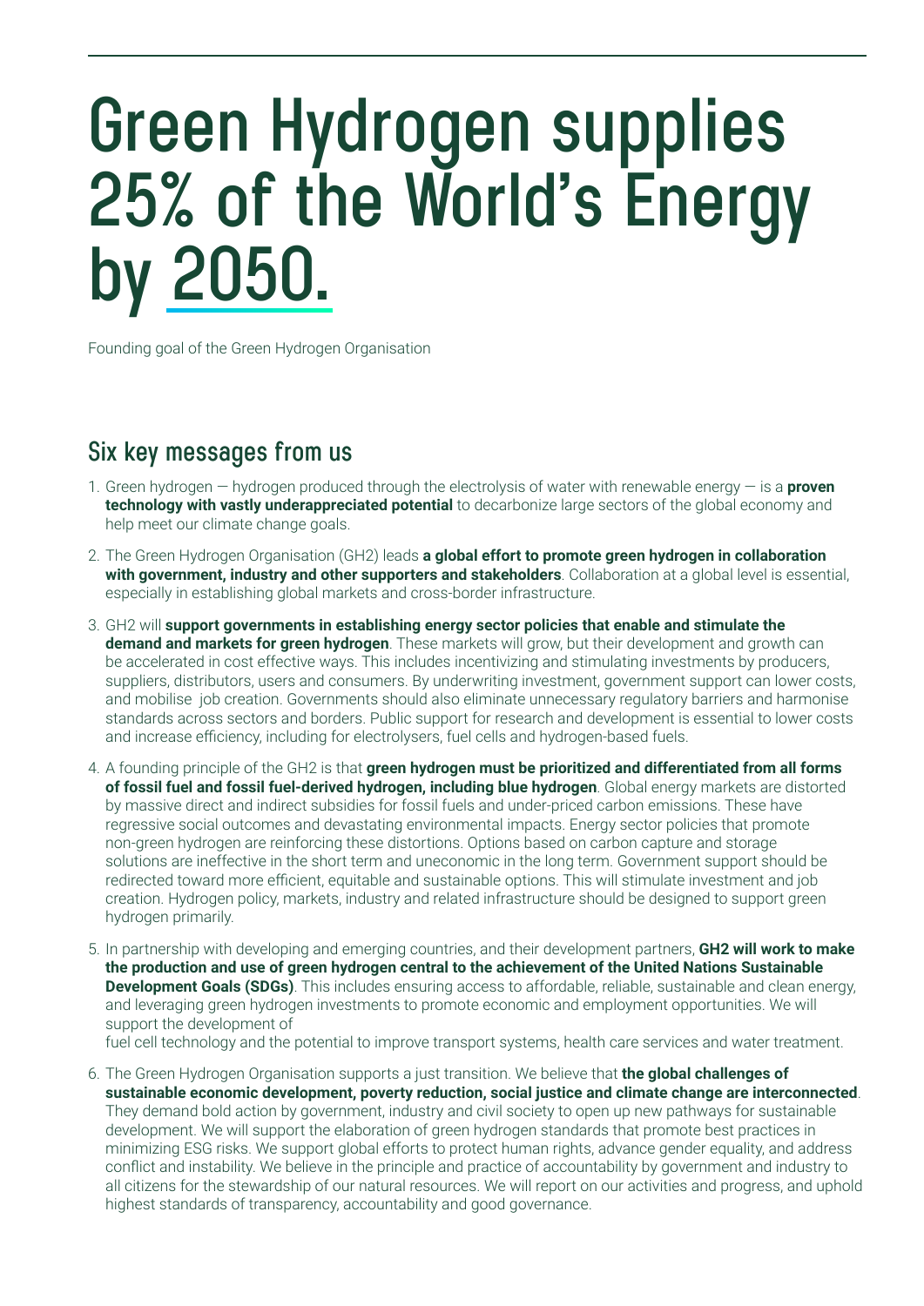# Green Hydrogen supplies 25% of the World's Energy by 2050.

Founding goal of the Green Hydrogen Organisation

## Six key messages from us

1. Green hydrogen — hydrogen produced through the electrolysis of water with renewable energy — is a **proven technology with vastly underappreciated potential** to decarbonize large sectors of the global economy and help meet our climate change goals.

2. The Green Hydrogen Organisation (GH2) leads **a global effort to promote green hydrogen in collaboration with government, industry and other supporters and stakeholders**. Collaboration at a global level is essential, especially in establishing global markets and cross-border infrastructure.

3. GH2 will **support governments in establishing energy sector policies that enable and stimulate the demand and markets for green hydrogen**. These markets will grow, but their development and growth can be accelerated in cost effective ways. This includes incentivizing and stimulating investments by producers, suppliers, distributors, users and consumers. By underwriting investment, government support can lower costs, and mobilise job creation. Governments should also eliminate unnecessary regulatory barriers and harmonise standards across sectors and borders. Public support for research and development is essential to lower costs and increase efficiency, including for electrolysers, fuel cells and hydrogen-based fuels.

4. A founding principle of the GH2 is that **green hydrogen must be prioritized and differentiated from all forms of fossil fuel and fossil fuel-derived hydrogen, including blue hydrogen**. Global energy markets are distorted by massive direct and indirect subsidies for fossil fuels and under-priced carbon emissions. These have regressive social outcomes and devastating environmental impacts. Energy sector policies that promote non-green hydrogen are reinforcing these distortions. Options based on carbon capture and storage solutions are ineffective in the short term and uneconomic in the long term. Government support should be redirected toward more efficient, equitable and sustainable options. This will stimulate investment and job creation. Hydrogen policy, markets, industry and related infrastructure should be designed to support green hydrogen primarily.

5. In partnership with developing and emerging countries, and their development partners, **GH2 will work to make the production and use of green hydrogen central to the achievement of the United Nations Sustainable Development Goals (SDGs)**. This includes ensuring access to affordable, reliable, sustainable and clean energy, and leveraging green hydrogen investments to promote economic and employment opportunities. We will support the development of fuel cell technology and the potential to improve transport systems, health care services and water treatment.

6. The Green Hydrogen Organisation supports a just transition. We believe that **the global challenges of sustainable economic development, poverty reduction, social justice and climate change are interconnected**. They demand bold action by government, industry and civil society to open up new pathways for sustainable development. We will support the elaboration of green hydrogen standards that promote best practices in minimizing ESG risks. We support global efforts to protect human rights, advance gender equality, and address conflict and instability. We believe in the principle and practice of accountability by government and industry to all citizens for the stewardship of our natural resources. We will report on our activities and progress, and uphold highest standards of transparency, accountability and good governance.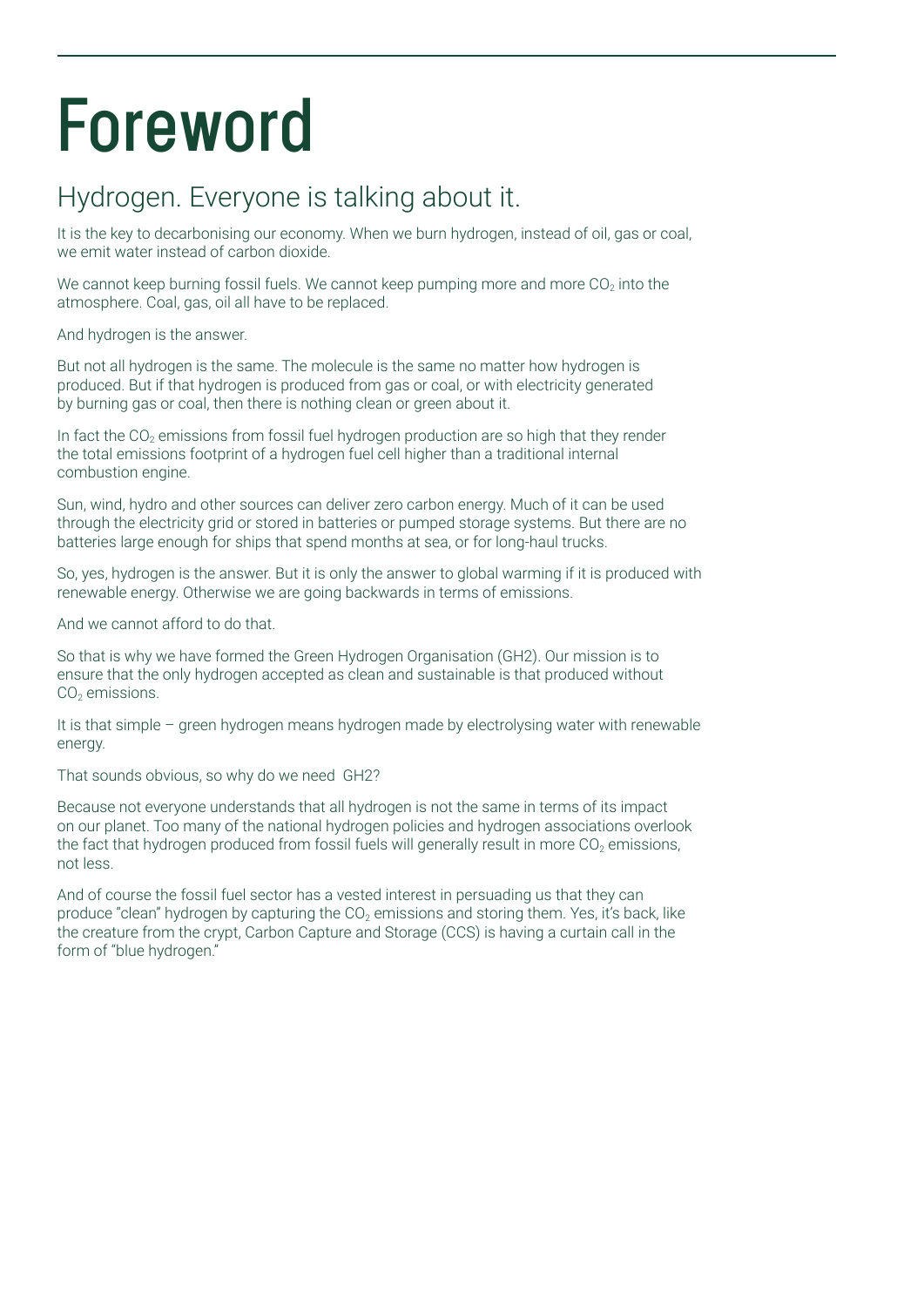# Foreword

## Hydrogen. Everyone is talking about it.

It is the key to decarbonising our economy. When we burn hydrogen, instead of oil, gas or coal, we emit water instead of carbon dioxide.

We cannot keep burning fossil fuels. We cannot keep pumping more and more $CO_2$ into the atmosphere. Coal, gas, oil all have to be replaced.

And hydrogen is the answer.

But not all hydrogen is the same. The molecule is the same no matter how hydrogen is produced. But if that hydrogen is produced from gas or coal, or with electricity generated by burning gas or coal, then there is nothing clean or green about it.

In fact the $CO_2$ emissions from fossil fuel hydrogen production are so high that they render the total emissions footprint of a hydrogen fuel cell higher than a traditional internal combustion engine.

Sun, wind, hydro and other sources can deliver zero carbon energy. Much of it can be used through the electricity grid or stored in batteries or pumped storage systems. But there are no batteries large enough for ships that spend months at sea, or for long-haul trucks.

So, yes, hydrogen is the answer. But it is only the answer to global warming if it is produced with renewable energy. Otherwise we are going backwards in terms of emissions.

And we cannot afford to do that.

So that is why we have formed the Green Hydrogen Organisation (GH2). Our mission is to ensure that the only hydrogen accepted as clean and sustainable is that produced without $CO_2$ emissions.

It is that simple – green hydrogen means hydrogen made by electrolysing water with renewable energy.

That sounds obvious, so why do we need GH2?

Because not everyone understands that all hydrogen is not the same in terms of its impact on our planet. Too many of the national hydrogen policies and hydrogen associations overlook the fact that hydrogen produced from fossil fuels will generally result in more $CO_2$ emissions, not less.

And of course the fossil fuel sector has a vested interest in persuading us that they can produce "clean" hydrogen by capturing the $CO_2$ emissions and storing them. Yes, it's back, like the creature from the crypt, Carbon Capture and Storage (CCS) is having a curtain call in the form of "blue hydrogen."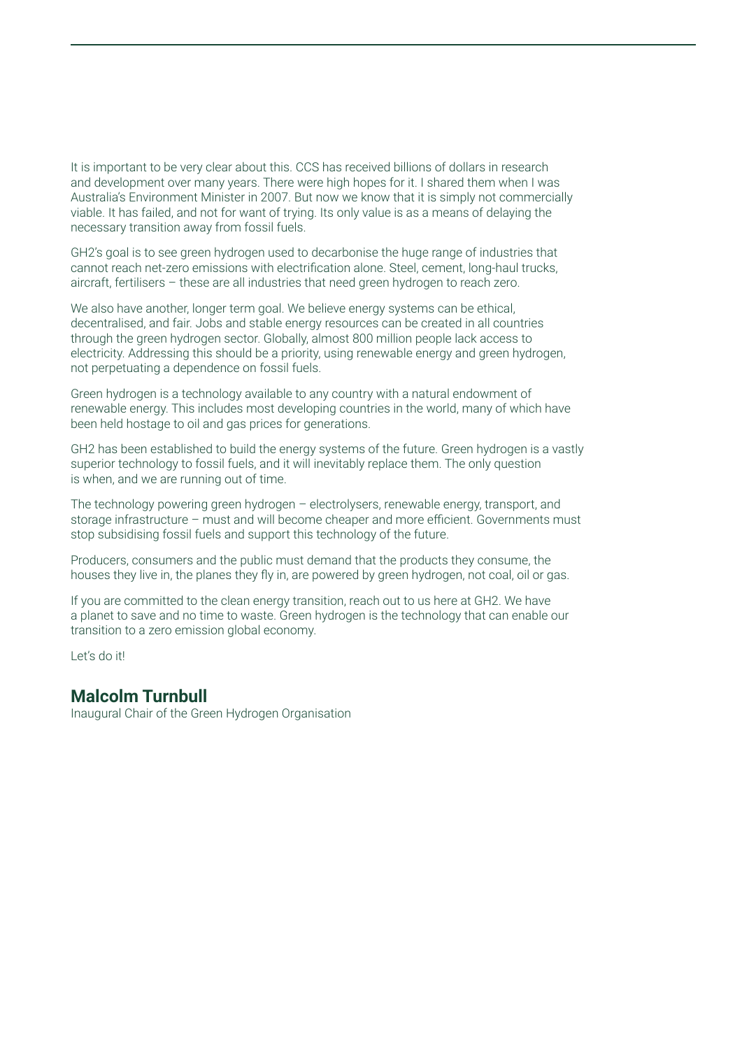It is important to be very clear about this. CCS has received billions of dollars in research and development over many years. There were high hopes for it. I shared them when I was Australia's Environment Minister in 2007. But now we know that it is simply not commercially viable. It has failed, and not for want of trying. Its only value is as a means of delaying the necessary transition away from fossil fuels.

GH2's goal is to see green hydrogen used to decarbonise the huge range of industries that cannot reach net-zero emissions with electrification alone. Steel, cement, long-haul trucks, aircraft, fertilisers – these are all industries that need green hydrogen to reach zero.

We also have another, longer term goal. We believe energy systems can be ethical, decentralised, and fair. Jobs and stable energy resources can be created in all countries through the green hydrogen sector. Globally, almost 800 million people lack access to electricity. Addressing this should be a priority, using renewable energy and green hydrogen, not perpetuating a dependence on fossil fuels.

Green hydrogen is a technology available to any country with a natural endowment of renewable energy. This includes most developing countries in the world, many of which have been held hostage to oil and gas prices for generations.

GH2 has been established to build the energy systems of the future. Green hydrogen is a vastly superior technology to fossil fuels, and it will inevitably replace them. The only question is when, and we are running out of time.

The technology powering green hydrogen – electrolysers, renewable energy, transport, and storage infrastructure – must and will become cheaper and more efficient. Governments must stop subsidising fossil fuels and support this technology of the future.

Producers, consumers and the public must demand that the products they consume, the houses they live in, the planes they fly in, are powered by green hydrogen, not coal, oil or gas.

If you are committed to the clean energy transition, reach out to us here at GH2. We have a planet to save and no time to waste. Green hydrogen is the technology that can enable our transition to a zero emission global economy.

Let's do it!

**Malcolm Turnbull**
Inaugural Chair of the Green Hydrogen Organisation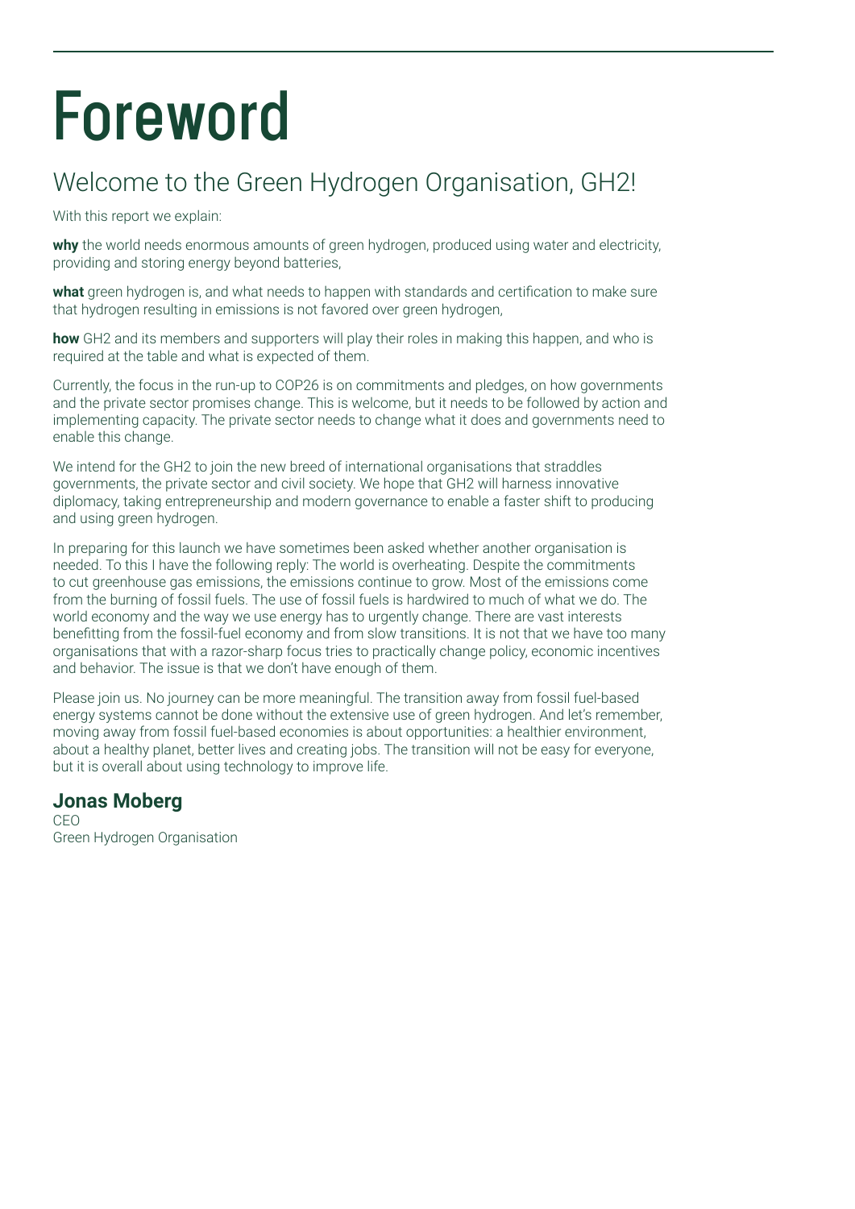# Foreword

## Welcome to the Green Hydrogen Organisation, GH2!

With this report we explain:

**why** the world needs enormous amounts of green hydrogen, produced using water and electricity, providing and storing energy beyond batteries,

**what** green hydrogen is, and what needs to happen with standards and certification to make sure that hydrogen resulting in emissions is not favored over green hydrogen,

**how** GH2 and its members and supporters will play their roles in making this happen, and who is required at the table and what is expected of them.

Currently, the focus in the run-up to COP26 is on commitments and pledges, on how governments and the private sector promises change. This is welcome, but it needs to be followed by action and implementing capacity. The private sector needs to change what it does and governments need to enable this change.

We intend for the GH2 to join the new breed of international organisations that straddles governments, the private sector and civil society. We hope that GH2 will harness innovative diplomacy, taking entrepreneurship and modern governance to enable a faster shift to producing and using green hydrogen.

In preparing for this launch we have sometimes been asked whether another organisation is needed. To this I have the following reply: The world is overheating. Despite the commitments to cut greenhouse gas emissions, the emissions continue to grow. Most of the emissions come from the burning of fossil fuels. The use of fossil fuels is hardwired to much of what we do. The world economy and the way we use energy has to urgently change. There are vast interests benefitting from the fossil-fuel economy and from slow transitions. It is not that we have too many organisations that with a razor-sharp focus tries to practically change policy, economic incentives and behavior. The issue is that we don't have enough of them.

Please join us. No journey can be more meaningful. The transition away from fossil fuel-based energy systems cannot be done without the extensive use of green hydrogen. And let's remember, moving away from fossil fuel-based economies is about opportunities: a healthier environment, about a healthy planet, better lives and creating jobs. The transition will not be easy for everyone, but it is overall about using technology to improve life.

**Jonas Moberg**
CEO
Green Hydrogen Organisation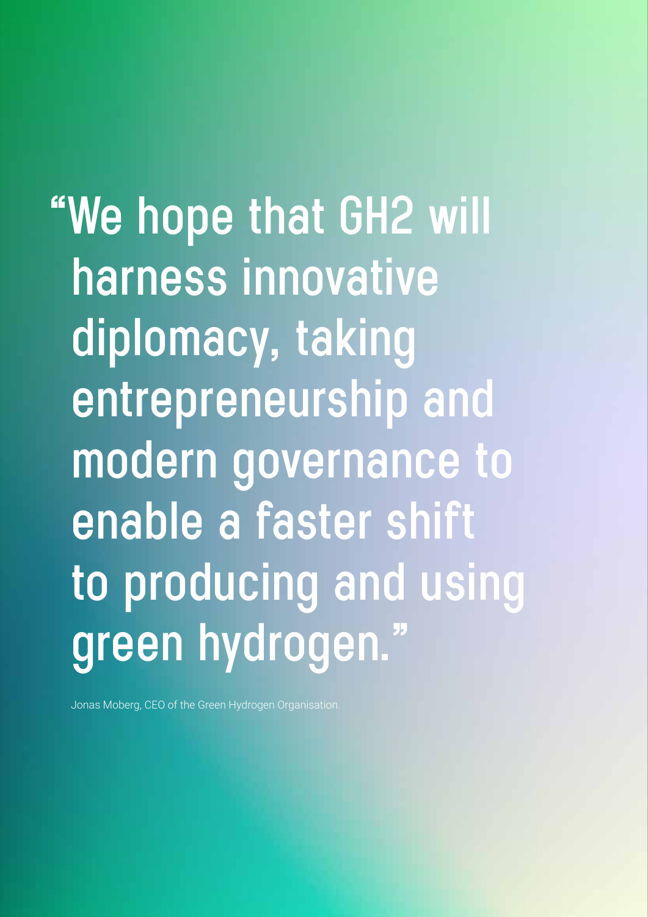> "We hope that GH2 will harness innovative diplomacy, taking entrepreneurship and modern governance to enable a faster shift to producing and using green hydrogen."

Jonas Moberg, CEO of the Green Hydrogen Organisation.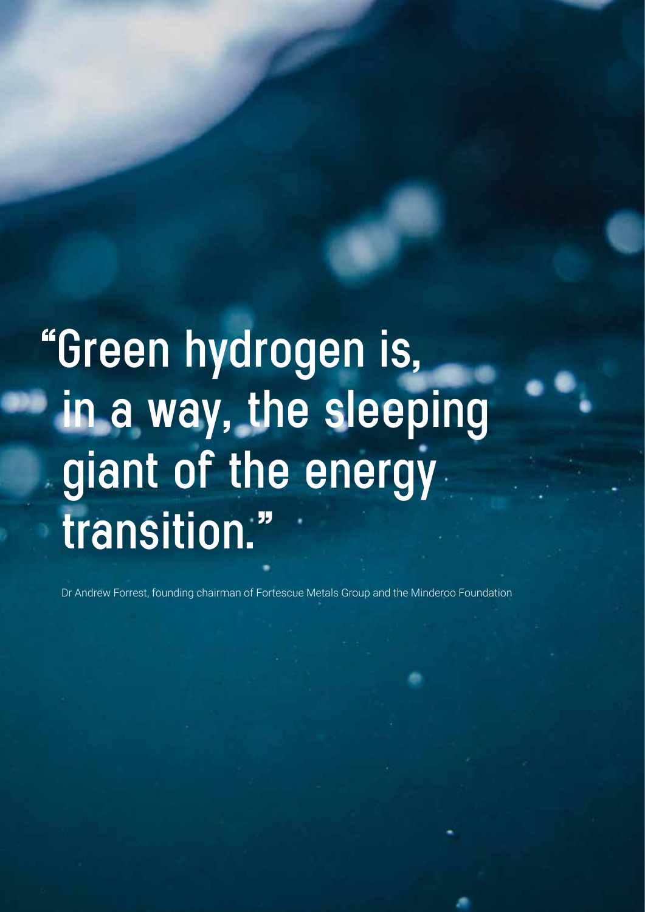# "Green hydrogen is, in a way, the sleeping giant of the energy transition."

Dr Andrew Forrest, founding chairman of Fortescue Metals Group and the Minderoo Foundation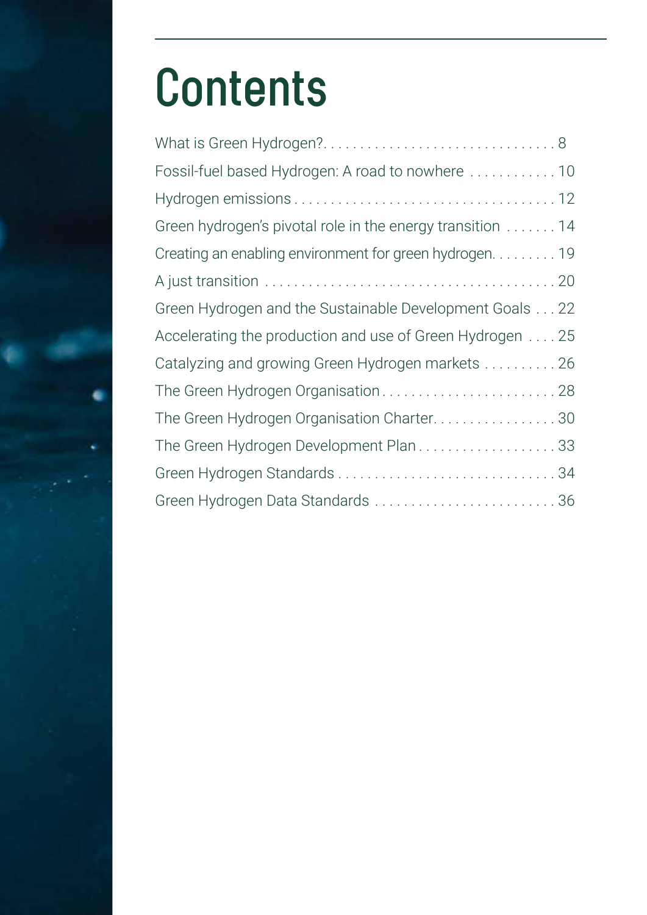# Contents

What is Green Hydrogen? . . . . . . . . . . . . . . . . . . . . . . . . . . . . . . . . 8
Fossil-fuel based Hydrogen: A road to nowhere . . . . . . . . . . . . 10
Hydrogen emissions . . . . . . . . . . . . . . . . . . . . . . . . . . . . . . . . . . . 12
Green hydrogen's pivotal role in the energy transition . . . . . . . 14
Creating an enabling environment for green hydrogen. . . . . . . . . 19
A just transition . . . . . . . . . . . . . . . . . . . . . . . . . . . . . . . . . . . . . . 20
Green Hydrogen and the Sustainable Development Goals . . . 22
Accelerating the production and use of Green Hydrogen . . . . 25
Catalyzing and growing Green Hydrogen markets . . . . . . . . . . 26
The Green Hydrogen Organisation . . . . . . . . . . . . . . . . . . . . . . . . 28
The Green Hydrogen Organisation Charter. . . . . . . . . . . . . . . . . 30
The Green Hydrogen Development Plan . . . . . . . . . . . . . . . . . . . 33
Green Hydrogen Standards . . . . . . . . . . . . . . . . . . . . . . . . . . . . . 34
Green Hydrogen Data Standards . . . . . . . . . . . . . . . . . . . . . . . . 36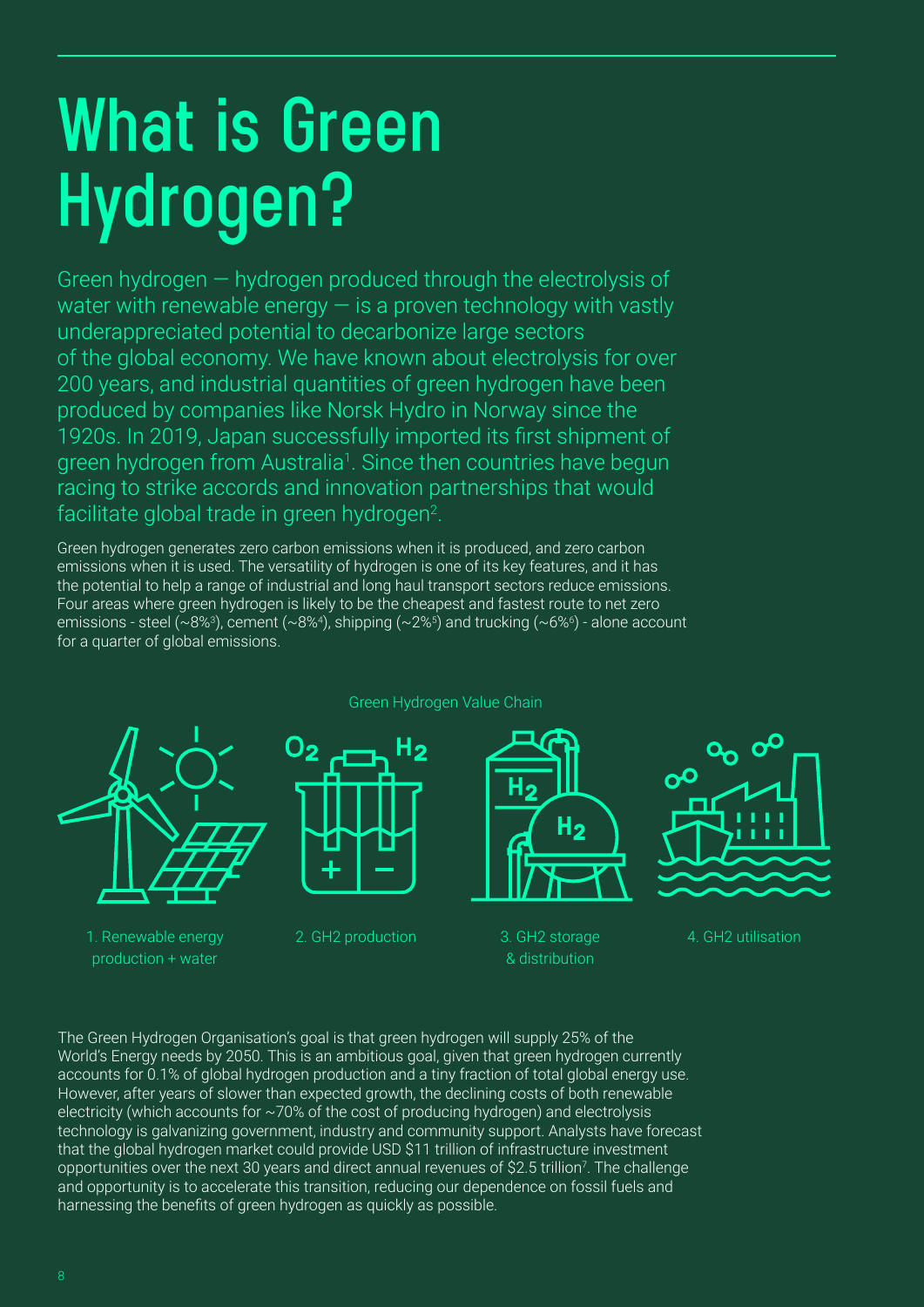# What is Green Hydrogen?

Green hydrogen — hydrogen produced through the electrolysis of water with renewable energy — is a proven technology with vastly underappreciated potential to decarbonize large sectors of the global economy. We have known about electrolysis for over 200 years, and industrial quantities of green hydrogen have been produced by companies like Norsk Hydro in Norway since the 1920s. In 2019, Japan successfully imported its first shipment of green hydrogen from Australia[1]. Since then countries have begun racing to strike accords and innovation partnerships that would facilitate global trade in green hydrogen[2].

Green hydrogen generates zero carbon emissions when it is produced, and zero carbon emissions when it is used. The versatility of hydrogen is one of its key features, and it has the potential to help a range of industrial and long haul transport sectors reduce emissions. Four areas where green hydrogen is likely to be the cheapest and fastest route to net zero emissions - steel (~8%[3]), cement (~8%[4]), shipping (~2%[5]) and trucking (~6%[6]) - alone account for a quarter of global emissions.

Green Hydrogen Value Chain

1. Renewable energy production + water
2. GH2 production
3. GH2 storage & distribution
4. GH2 utilisation

The Green Hydrogen Organisation's goal is that green hydrogen will supply 25% of the World's Energy needs by 2050. This is an ambitious goal, given that green hydrogen currently accounts for 0.1% of global hydrogen production and a tiny fraction of total global energy use. However, after years of slower than expected growth, the declining costs of both renewable electricity (which accounts for ~70% of the cost of producing hydrogen) and electrolysis technology is galvanizing government, industry and community support. Analysts have forecast that the global hydrogen market could provide USD $11 trillion of infrastructure investment opportunities over the next 30 years and direct annual revenues of $2.5 trillion[7]. The challenge and opportunity is to accelerate this transition, reducing our dependence on fossil fuels and harnessing the benefits of green hydrogen as quickly as possible.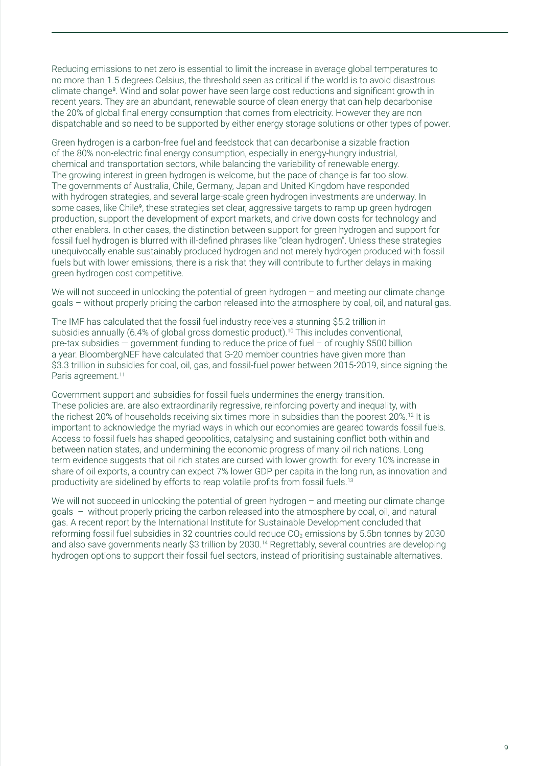Reducing emissions to net zero is essential to limit the increase in average global temperatures to no more than 1.5 degrees Celsius, the threshold seen as critical if the world is to avoid disastrous climate change[8]. Wind and solar power have seen large cost reductions and significant growth in recent years. They are an abundant, renewable source of clean energy that can help decarbonise the 20% of global final energy consumption that comes from electricity. However they are non dispatchable and so need to be supported by either energy storage solutions or other types of power.

Green hydrogen is a carbon-free fuel and feedstock that can decarbonise a sizable fraction of the 80% non-electric final energy consumption, especially in energy-hungry industrial, chemical and transportation sectors, while balancing the variability of renewable energy. The growing interest in green hydrogen is welcome, but the pace of change is far too slow. The governments of Australia, Chile, Germany, Japan and United Kingdom have responded with hydrogen strategies, and several large-scale green hydrogen investments are underway. In some cases, like Chile[9], these strategies set clear, aggressive targets to ramp up green hydrogen production, support the development of export markets, and drive down costs for technology and other enablers. In other cases, the distinction between support for green hydrogen and support for fossil fuel hydrogen is blurred with ill-defined phrases like "clean hydrogen". Unless these strategies unequivocally enable sustainably produced hydrogen and not merely hydrogen produced with fossil fuels but with lower emissions, there is a risk that they will contribute to further delays in making green hydrogen cost competitive.

We will not succeed in unlocking the potential of green hydrogen – and meeting our climate change goals – without properly pricing the carbon released into the atmosphere by coal, oil, and natural gas.

The IMF has calculated that the fossil fuel industry receives a stunning $5.2 trillion in subsidies annually (6.4% of global gross domestic product).[10] This includes conventional, pre-tax subsidies — government funding to reduce the price of fuel – of roughly $500 billion a year. BloombergNEF have calculated that G-20 member countries have given more than $3.3 trillion in subsidies for coal, oil, gas, and fossil-fuel power between 2015-2019, since signing the Paris agreement.[11]

Government support and subsidies for fossil fuels undermines the energy transition. These policies are. are also extraordinarily regressive, reinforcing poverty and inequality, with the richest 20% of households receiving six times more in subsidies than the poorest 20%.[12] It is important to acknowledge the myriad ways in which our economies are geared towards fossil fuels. Access to fossil fuels has shaped geopolitics, catalysing and sustaining conflict both within and between nation states, and undermining the economic progress of many oil rich nations. Long term evidence suggests that oil rich states are cursed with lower growth: for every 10% increase in share of oil exports, a country can expect 7% lower GDP per capita in the long run, as innovation and productivity are sidelined by efforts to reap volatile profits from fossil fuels.[13]

We will not succeed in unlocking the potential of green hydrogen – and meeting our climate change goals – without properly pricing the carbon released into the atmosphere by coal, oil, and natural gas. A recent report by the International Institute for Sustainable Development concluded that reforming fossil fuel subsidies in 32 countries could reduce $CO_2$ emissions by 5.5bn tonnes by 2030 and also save governments nearly $3 trillion by 2030.[14] Regrettably, several countries are developing hydrogen options to support their fossil fuel sectors, instead of prioritising sustainable alternatives.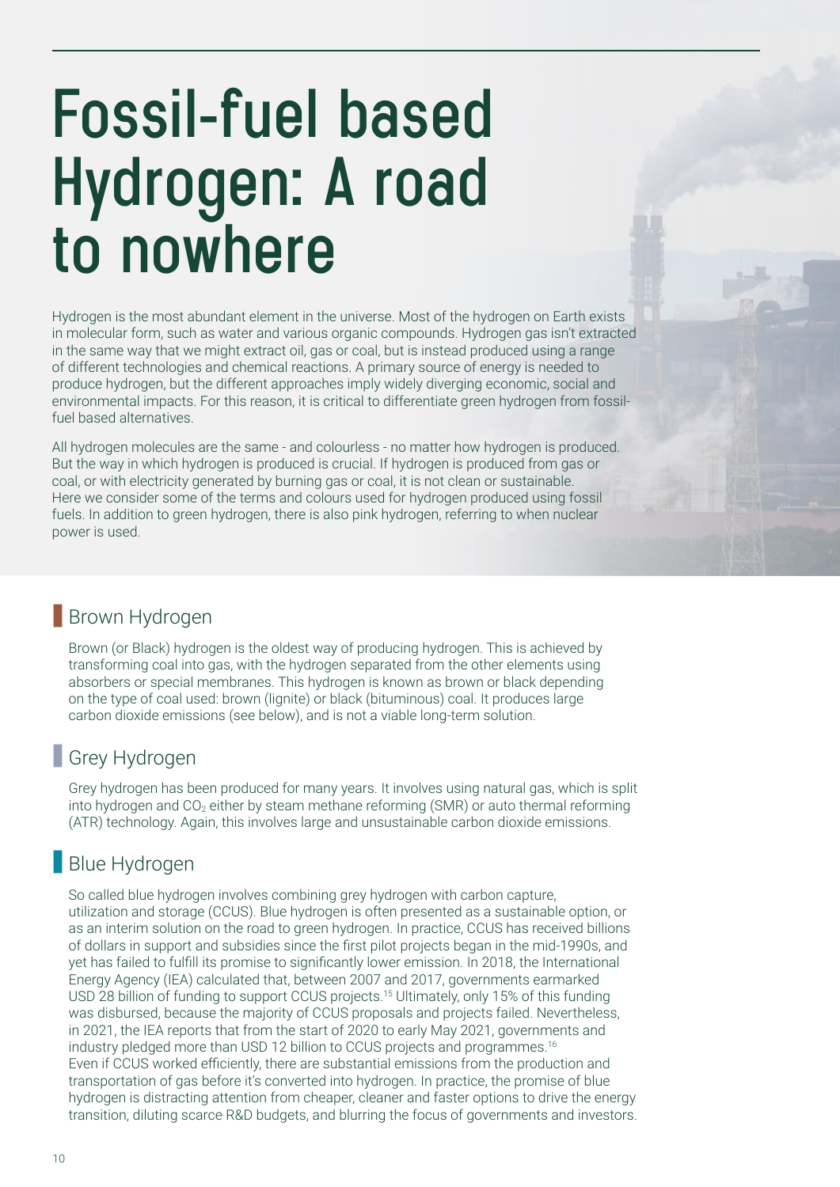# Fossil-fuel based Hydrogen: A road to nowhere

Hydrogen is the most abundant element in the universe. Most of the hydrogen on Earth exists in molecular form, such as water and various organic compounds. Hydrogen gas isn't extracted in the same way that we might extract oil, gas or coal, but is instead produced using a range of different technologies and chemical reactions. A primary source of energy is needed to produce hydrogen, but the different approaches imply widely diverging economic, social and environmental impacts. For this reason, it is critical to differentiate green hydrogen from fossil-fuel based alternatives.

All hydrogen molecules are the same - and colourless - no matter how hydrogen is produced. But the way in which hydrogen is produced is crucial. If hydrogen is produced from gas or coal, or with electricity generated by burning gas or coal, it is not clean or sustainable. Here we consider some of the terms and colours used for hydrogen produced using fossil fuels. In addition to green hydrogen, there is also pink hydrogen, referring to when nuclear power is used.

## Brown Hydrogen

Brown (or Black) hydrogen is the oldest way of producing hydrogen. This is achieved by transforming coal into gas, with the hydrogen separated from the other elements using absorbers or special membranes. This hydrogen is known as brown or black depending on the type of coal used: brown (lignite) or black (bituminous) coal. It produces large carbon dioxide emissions (see below), and is not a viable long-term solution.

## Grey Hydrogen

Grey hydrogen has been produced for many years. It involves using natural gas, which is split into hydrogen and $CO_2$ either by steam methane reforming (SMR) or auto thermal reforming (ATR) technology. Again, this involves large and unsustainable carbon dioxide emissions.

## Blue Hydrogen

So called blue hydrogen involves combining grey hydrogen with carbon capture, utilization and storage (CCUS). Blue hydrogen is often presented as a sustainable option, or as an interim solution on the road to green hydrogen. In practice, CCUS has received billions of dollars in support and subsidies since the first pilot projects began in the mid-1990s, and yet has failed to fulfill its promise to significantly lower emission. In 2018, the International Energy Agency (IEA) calculated that, between 2007 and 2017, governments earmarked USD 28 billion of funding to support CCUS projects.[15] Ultimately, only 15% of this funding was disbursed, because the majority of CCUS proposals and projects failed. Nevertheless, in 2021, the IEA reports that from the start of 2020 to early May 2021, governments and industry pledged more than USD 12 billion to CCUS projects and programmes.[16]
Even if CCUS worked efficiently, there are substantial emissions from the production and transportation of gas before it's converted into hydrogen. In practice, the promise of blue hydrogen is distracting attention from cheaper, cleaner and faster options to drive the energy transition, diluting scarce R&D budgets, and blurring the focus of governments and investors.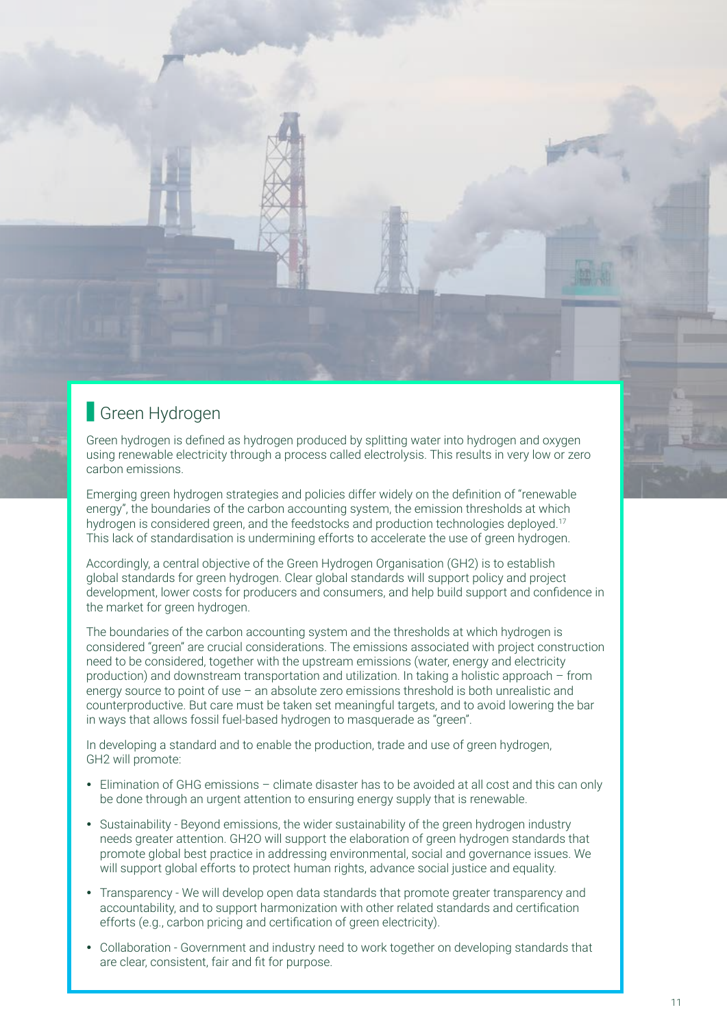## Green Hydrogen

Green hydrogen is defined as hydrogen produced by splitting water into hydrogen and oxygen using renewable electricity through a process called electrolysis. This results in very low or zero carbon emissions.

Emerging green hydrogen strategies and policies differ widely on the definition of "renewable energy", the boundaries of the carbon accounting system, the emission thresholds at which hydrogen is considered green, and the feedstocks and production technologies deployed.[17] This lack of standardisation is undermining efforts to accelerate the use of green hydrogen.

Accordingly, a central objective of the Green Hydrogen Organisation (GH2) is to establish global standards for green hydrogen. Clear global standards will support policy and project development, lower costs for producers and consumers, and help build support and confidence in the market for green hydrogen.

The boundaries of the carbon accounting system and the thresholds at which hydrogen is considered "green" are crucial considerations. The emissions associated with project construction need to be considered, together with the upstream emissions (water, energy and electricity production) and downstream transportation and utilization. In taking a holistic approach – from energy source to point of use – an absolute zero emissions threshold is both unrealistic and counterproductive. But care must be taken set meaningful targets, and to avoid lowering the bar in ways that allows fossil fuel-based hydrogen to masquerade as "green".

In developing a standard and to enable the production, trade and use of green hydrogen, GH2 will promote:

- Elimination of GHG emissions – climate disaster has to be avoided at all cost and this can only be done through an urgent attention to ensuring energy supply that is renewable.
- Sustainability - Beyond emissions, the wider sustainability of the green hydrogen industry needs greater attention. GH2O will support the elaboration of green hydrogen standards that promote global best practice in addressing environmental, social and governance issues. We will support global efforts to protect human rights, advance social justice and equality.
- Transparency - We will develop open data standards that promote greater transparency and accountability, and to support harmonization with other related standards and certification efforts (e.g., carbon pricing and certification of green electricity).
- Collaboration - Government and industry need to work together on developing standards that are clear, consistent, fair and fit for purpose.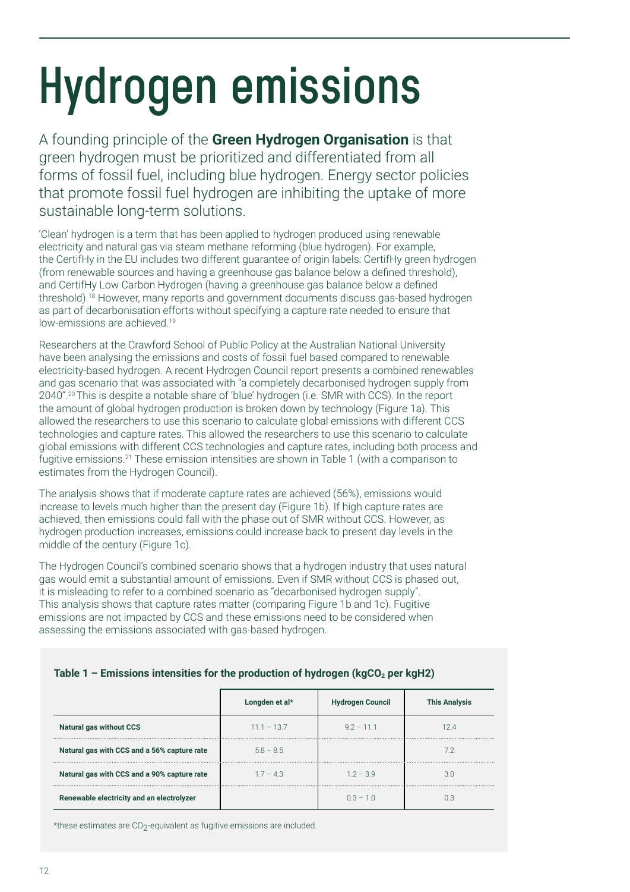# Hydrogen emissions

A founding principle of the **Green Hydrogen Organisation** is that green hydrogen must be prioritized and differentiated from all forms of fossil fuel, including blue hydrogen. Energy sector policies that promote fossil fuel hydrogen are inhibiting the uptake of more sustainable long-term solutions.

'Clean' hydrogen is a term that has been applied to hydrogen produced using renewable electricity and natural gas via steam methane reforming (blue hydrogen). For example, the CertifHy in the EU includes two different guarantee of origin labels: CertifHy green hydrogen (from renewable sources and having a greenhouse gas balance below a defined threshold), and CertifHy Low Carbon Hydrogen (having a greenhouse gas balance below a defined threshold).[18] However, many reports and government documents discuss gas-based hydrogen as part of decarbonisation efforts without specifying a capture rate needed to ensure that low-emissions are achieved.[19]

Researchers at the Crawford School of Public Policy at the Australian National University have been analysing the emissions and costs of fossil fuel based compared to renewable electricity-based hydrogen. A recent Hydrogen Council report presents a combined renewables and gas scenario that was associated with "a completely decarbonised hydrogen supply from 2040".[20] This is despite a notable share of 'blue' hydrogen (i.e. SMR with CCS). In the report the amount of global hydrogen production is broken down by technology (Figure 1a). This allowed the researchers to use this scenario to calculate global emissions with different CCS technologies and capture rates. This allowed the researchers to use this scenario to calculate global emissions with different CCS technologies and capture rates, including both process and fugitive emissions.[21] These emission intensities are shown in Table 1 (with a comparison to estimates from the Hydrogen Council).

The analysis shows that if moderate capture rates are achieved (56%), emissions would increase to levels much higher than the present day (Figure 1b). If high capture rates are achieved, then emissions could fall with the phase out of SMR without CCS. However, as hydrogen production increases, emissions could increase back to present day levels in the middle of the century (Figure 1c).

The Hydrogen Council's combined scenario shows that a hydrogen industry that uses natural gas would emit a substantial amount of emissions. Even if SMR without CCS is phased out, it is misleading to refer to a combined scenario as "decarbonised hydrogen supply". This analysis shows that capture rates matter (comparing Figure 1b and 1c). Fugitive emissions are not impacted by CCS and these emissions need to be considered when assessing the emissions associated with gas-based hydrogen.

**Table 1 – Emissions intensities for the production of hydrogen (kg$CO_2$ per kgH2)**

| | Longden et al* | Hydrogen Council | This Analysis |
|---|---|---|---|
| **Natural gas without CCS** | 11.1 – 13.7 | 9.2 – 11.1 | 12.4 |
| **Natural gas with CCS and a 56% capture rate** | 5.8 – 8.5 | | 7.2 |
| **Natural gas with CCS and a 90% capture rate** | 1.7 – 4.3 | 1.2 – 3.9 | 3.0 |
| **Renewable electricity and an electrolyzer** | | 0.3 – 1.0 | 0.3 |

*these estimates are $CO_2$-equivalent as fugitive emissions are included.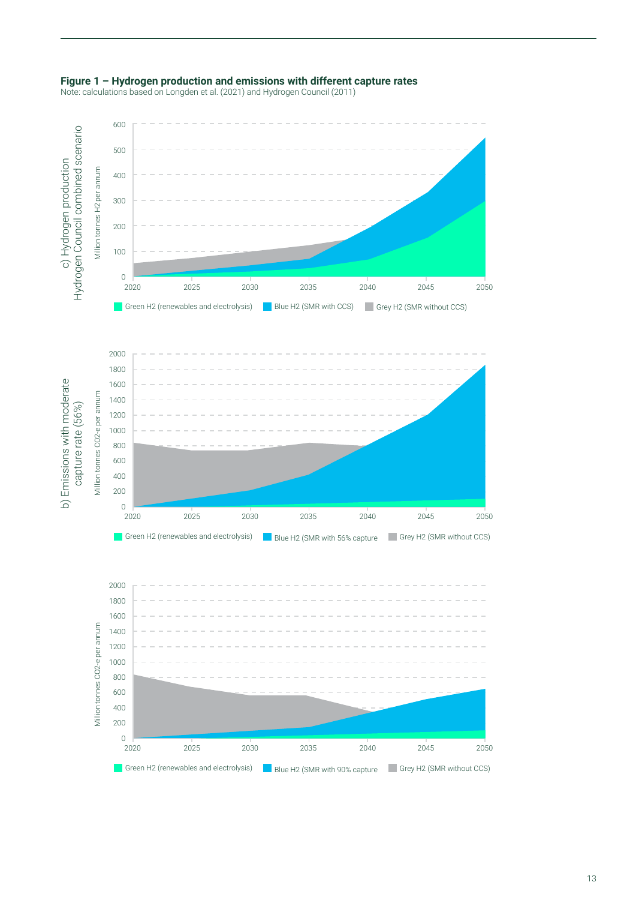**Figure 1 – Hydrogen production and emissions with different capture rates**

Note: calculations based on Longden et al. (2021) and Hydrogen Council (2011)

c) Hydrogen production Hydrogen Council combined scenario

Million tonnes H2 per annum

600, 500, 400, 300, 200, 100, 0

2020, 2025, 2030, 2035, 2040, 2045, 2050

Green H2 (renewables and electrolysis) | Blue H2 (SMR with CCS) | Grey H2 (SMR without CCS)

b) Emissions with moderate capture rate (56%)

Million tonnes CO2-e per annum

2000, 1800, 1600, 1400, 1200, 1000, 800, 600, 400, 200, 0

2020, 2025, 2030, 2035, 2040, 2045, 2050

Green H2 (renewables and electrolysis) | Blue H2 (SMR with 56% capture | Grey H2 (SMR without CCS)

Million tonnes CO2-e per annum

2000, 1800, 1600, 1400, 1200, 1000, 800, 600, 400, 200, 0

2020, 2025, 2030, 2035, 2040, 2045, 2050

Green H2 (renewables and electrolysis) | Blue H2 (SMR with 90% capture | Grey H2 (SMR without CCS)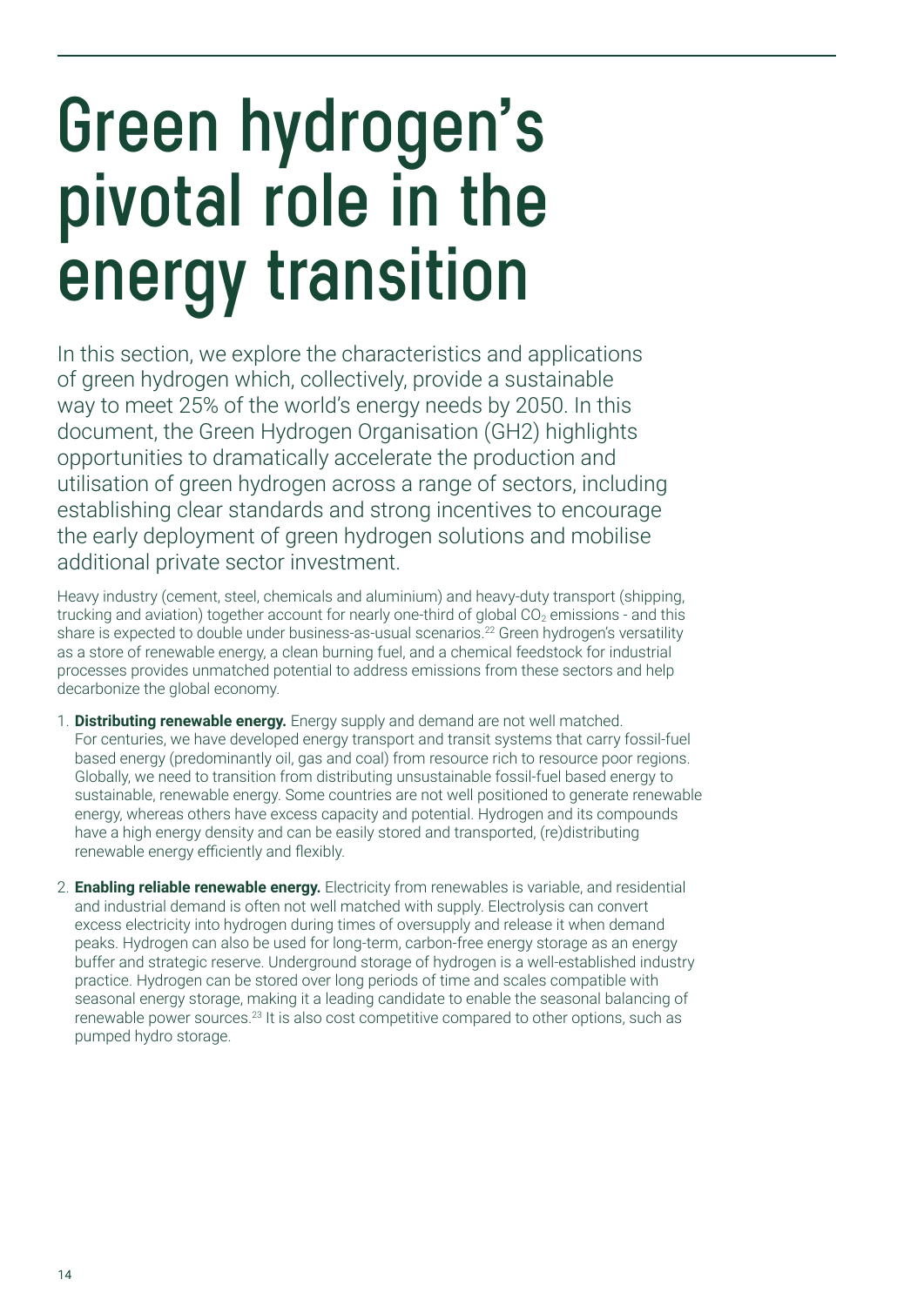# Green hydrogen's pivotal role in the energy transition

In this section, we explore the characteristics and applications of green hydrogen which, collectively, provide a sustainable way to meet 25% of the world's energy needs by 2050. In this document, the Green Hydrogen Organisation (GH2) highlights opportunities to dramatically accelerate the production and utilisation of green hydrogen across a range of sectors, including establishing clear standards and strong incentives to encourage the early deployment of green hydrogen solutions and mobilise additional private sector investment.

Heavy industry (cement, steel, chemicals and aluminium) and heavy-duty transport (shipping, trucking and aviation) together account for nearly one-third of global $CO_2$ emissions - and this share is expected to double under business-as-usual scenarios.[22] Green hydrogen's versatility as a store of renewable energy, a clean burning fuel, and a chemical feedstock for industrial processes provides unmatched potential to address emissions from these sectors and help decarbonize the global economy.

1. **Distributing renewable energy.** Energy supply and demand are not well matched. For centuries, we have developed energy transport and transit systems that carry fossil-fuel based energy (predominantly oil, gas and coal) from resource rich to resource poor regions. Globally, we need to transition from distributing unsustainable fossil-fuel based energy to sustainable, renewable energy. Some countries are not well positioned to generate renewable energy, whereas others have excess capacity and potential. Hydrogen and its compounds have a high energy density and can be easily stored and transported, (re)distributing renewable energy efficiently and flexibly.

2. **Enabling reliable renewable energy.** Electricity from renewables is variable, and residential and industrial demand is often not well matched with supply. Electrolysis can convert excess electricity into hydrogen during times of oversupply and release it when demand peaks. Hydrogen can also be used for long-term, carbon-free energy storage as an energy buffer and strategic reserve. Underground storage of hydrogen is a well-established industry practice. Hydrogen can be stored over long periods of time and scales compatible with seasonal energy storage, making it a leading candidate to enable the seasonal balancing of renewable power sources.[23] It is also cost competitive compared to other options, such as pumped hydro storage.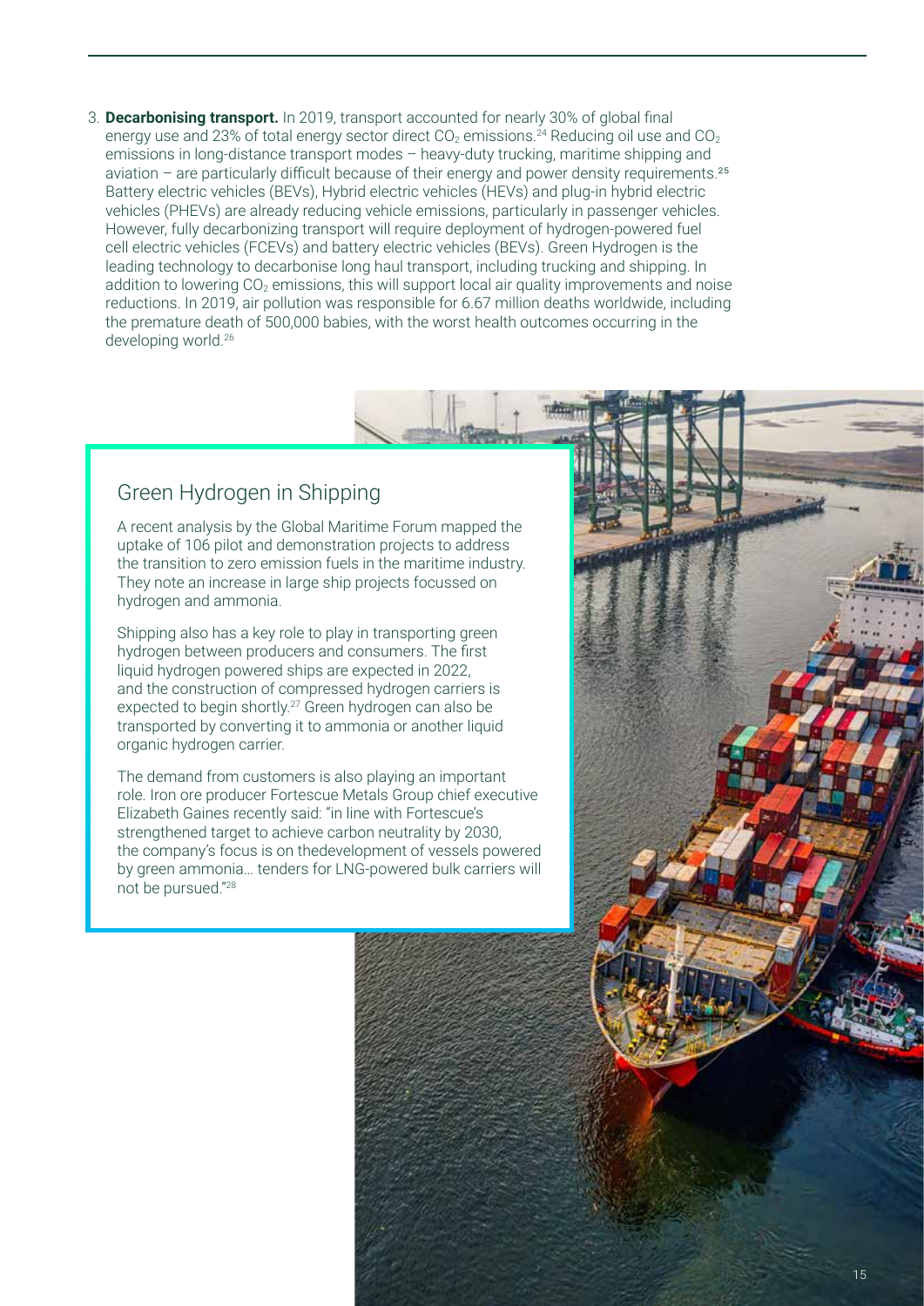3. **Decarbonising transport.** In 2019, transport accounted for nearly 30% of global final energy use and 23% of total energy sector direct $CO_2$ emissions.[24] Reducing oil use and $CO_2$ emissions in long-distance transport modes – heavy-duty trucking, maritime shipping and aviation – are particularly difficult because of their energy and power density requirements.[25] Battery electric vehicles (BEVs), Hybrid electric vehicles (HEVs) and plug-in hybrid electric vehicles (PHEVs) are already reducing vehicle emissions, particularly in passenger vehicles. However, fully decarbonizing transport will require deployment of hydrogen-powered fuel cell electric vehicles (FCEVs) and battery electric vehicles (BEVs). Green Hydrogen is the leading technology to decarbonise long haul transport, including trucking and shipping. In addition to lowering $CO_2$ emissions, this will support local air quality improvements and noise reductions. In 2019, air pollution was responsible for 6.67 million deaths worldwide, including the premature death of 500,000 babies, with the worst health outcomes occurring in the developing world.[26]

## Green Hydrogen in Shipping

A recent analysis by the Global Maritime Forum mapped the uptake of 106 pilot and demonstration projects to address the transition to zero emission fuels in the maritime industry. They note an increase in large ship projects focussed on hydrogen and ammonia.

Shipping also has a key role to play in transporting green hydrogen between producers and consumers. The first liquid hydrogen powered ships are expected in 2022, and the construction of compressed hydrogen carriers is expected to begin shortly.[27] Green hydrogen can also be transported by converting it to ammonia or another liquid organic hydrogen carrier.

The demand from customers is also playing an important role. Iron ore producer Fortescue Metals Group chief executive Elizabeth Gaines recently said: "in line with Fortescue's strengthened target to achieve carbon neutrality by 2030, the company's focus is on thedevelopment of vessels powered by green ammonia… tenders for LNG-powered bulk carriers will not be pursued."[28]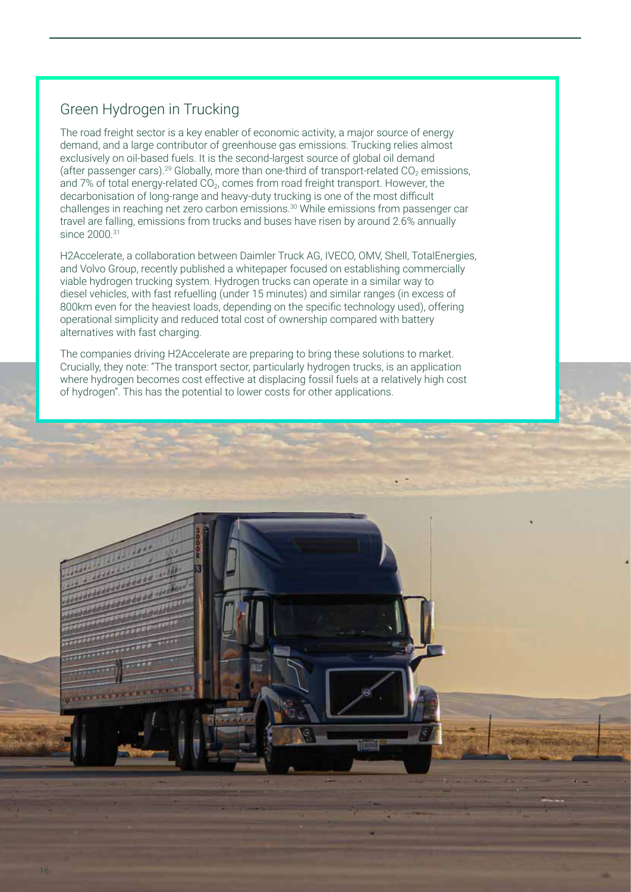## Green Hydrogen in Trucking

The road freight sector is a key enabler of economic activity, a major source of energy demand, and a large contributor of greenhouse gas emissions. Trucking relies almost exclusively on oil-based fuels. It is the second-largest source of global oil demand (after passenger cars).[29] Globally, more than one-third of transport-related $CO_2$ emissions, and 7% of total energy-related $CO_2$, comes from road freight transport. However, the decarbonisation of long-range and heavy-duty trucking is one of the most difficult challenges in reaching net zero carbon emissions.[30] While emissions from passenger car travel are falling, emissions from trucks and buses have risen by around 2.6% annually since 2000.[31]

H2Accelerate, a collaboration between Daimler Truck AG, IVECO, OMV, Shell, TotalEnergies, and Volvo Group, recently published a whitepaper focused on establishing commercially viable hydrogen trucking system. Hydrogen trucks can operate in a similar way to diesel vehicles, with fast refuelling (under 15 minutes) and similar ranges (in excess of 800km even for the heaviest loads, depending on the specific technology used), offering operational simplicity and reduced total cost of ownership compared with battery alternatives with fast charging.

The companies driving H2Accelerate are preparing to bring these solutions to market. Crucially, they note: "The transport sector, particularly hydrogen trucks, is an application where hydrogen becomes cost effective at displacing fossil fuels at a relatively high cost of hydrogen". This has the potential to lower costs for other applications.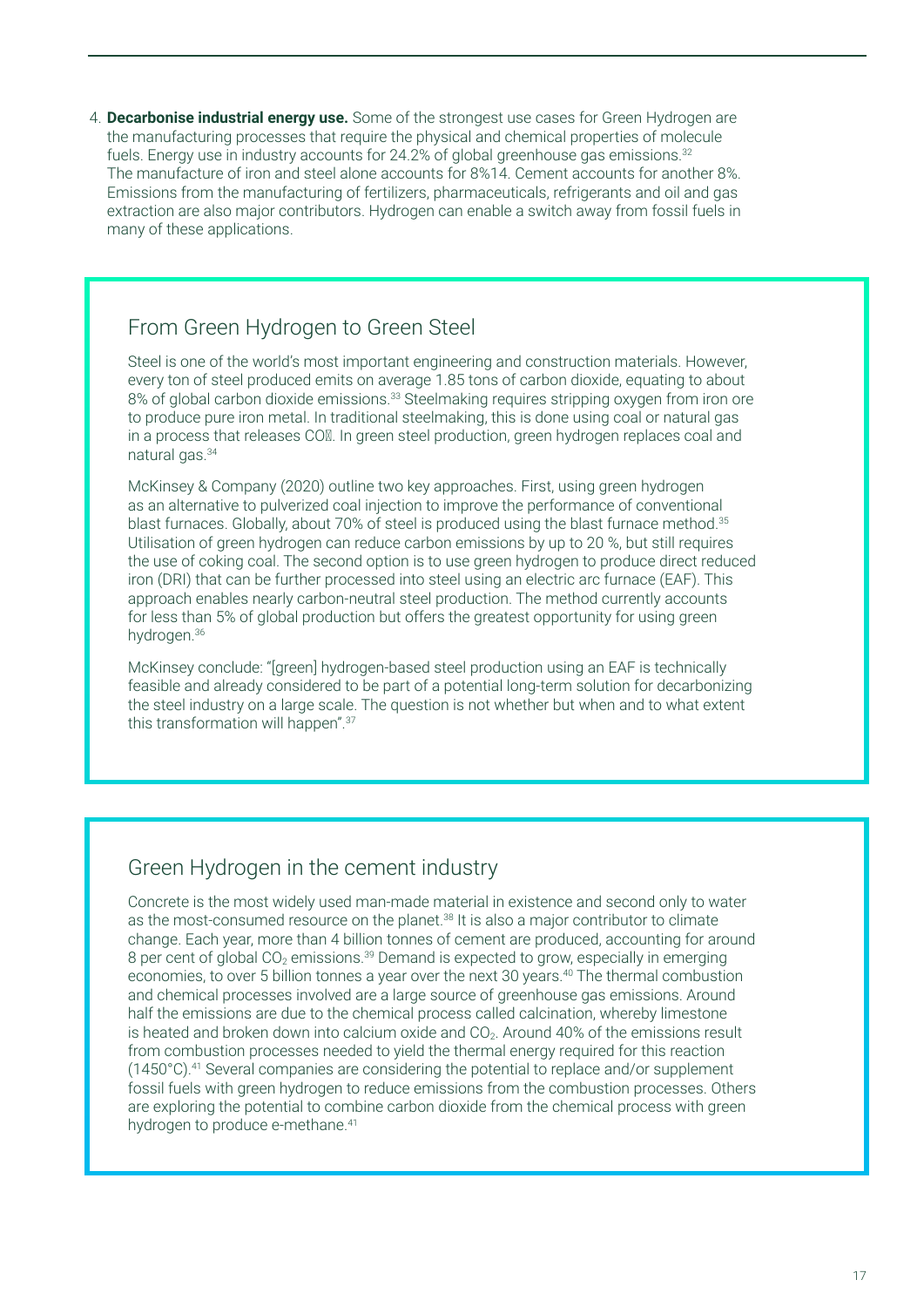4. **Decarbonise industrial energy use.** Some of the strongest use cases for Green Hydrogen are the manufacturing processes that require the physical and chemical properties of molecule fuels. Energy use in industry accounts for 24.2% of global greenhouse gas emissions.[32] The manufacture of iron and steel alone accounts for 8%14. Cement accounts for another 8%. Emissions from the manufacturing of fertilizers, pharmaceuticals, refrigerants and oil and gas extraction are also major contributors. Hydrogen can enable a switch away from fossil fuels in many of these applications.

## From Green Hydrogen to Green Steel

Steel is one of the world's most important engineering and construction materials. However, every ton of steel produced emits on average 1.85 tons of carbon dioxide, equating to about 8% of global carbon dioxide emissions.[33] Steelmaking requires stripping oxygen from iron ore to produce pure iron metal. In traditional steelmaking, this is done using coal or natural gas in a process that releases CO�. In green steel production, green hydrogen replaces coal and natural gas.[34]

McKinsey & Company (2020) outline two key approaches. First, using green hydrogen as an alternative to pulverized coal injection to improve the performance of conventional blast furnaces. Globally, about 70% of steel is produced using the blast furnace method.[35] Utilisation of green hydrogen can reduce carbon emissions by up to 20 %, but still requires the use of coking coal. The second option is to use green hydrogen to produce direct reduced iron (DRI) that can be further processed into steel using an electric arc furnace (EAF). This approach enables nearly carbon-neutral steel production. The method currently accounts for less than 5% of global production but offers the greatest opportunity for using green hydrogen.[36]

McKinsey conclude: "[green] hydrogen-based steel production using an EAF is technically feasible and already considered to be part of a potential long-term solution for decarbonizing the steel industry on a large scale. The question is not whether but when and to what extent this transformation will happen".[37]

## Green Hydrogen in the cement industry

Concrete is the most widely used man-made material in existence and second only to water as the most-consumed resource on the planet.[38] It is also a major contributor to climate change. Each year, more than 4 billion tonnes of cement are produced, accounting for around 8 per cent of global $CO_2$ emissions.[39] Demand is expected to grow, especially in emerging economies, to over 5 billion tonnes a year over the next 30 years.[40] The thermal combustion and chemical processes involved are a large source of greenhouse gas emissions. Around half the emissions are due to the chemical process called calcination, whereby limestone is heated and broken down into calcium oxide and $CO_2$. Around 40% of the emissions result from combustion processes needed to yield the thermal energy required for this reaction (1450°C).[41] Several companies are considering the potential to replace and/or supplement fossil fuels with green hydrogen to reduce emissions from the combustion processes. Others are exploring the potential to combine carbon dioxide from the chemical process with green hydrogen to produce e-methane.[41]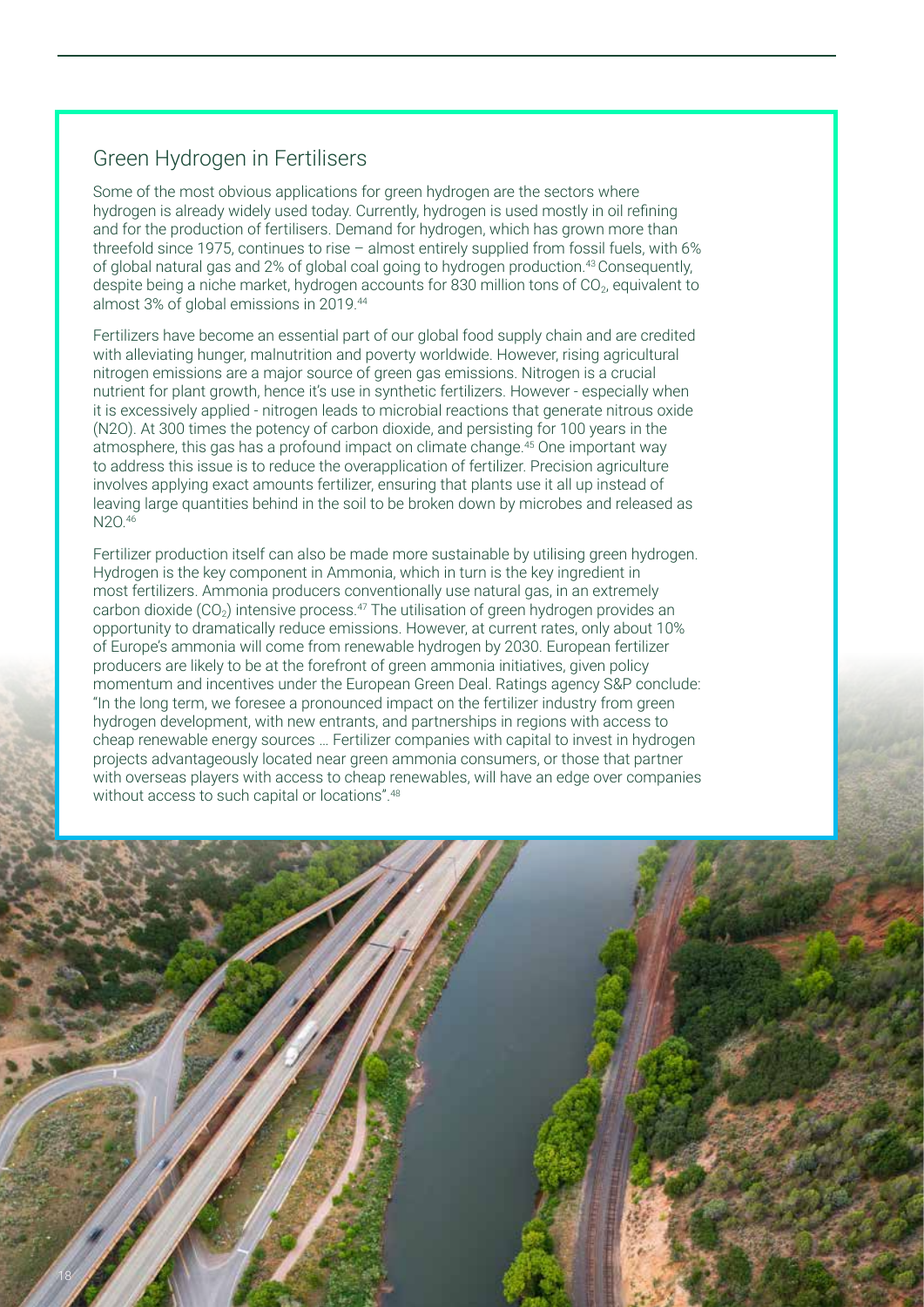## Green Hydrogen in Fertilisers

Some of the most obvious applications for green hydrogen are the sectors where hydrogen is already widely used today. Currently, hydrogen is used mostly in oil refining and for the production of fertilisers. Demand for hydrogen, which has grown more than threefold since 1975, continues to rise – almost entirely supplied from fossil fuels, with 6% of global natural gas and 2% of global coal going to hydrogen production.[43] Consequently, despite being a niche market, hydrogen accounts for 830 million tons of $CO_2$, equivalent to almost 3% of global emissions in 2019.[44]

Fertilizers have become an essential part of our global food supply chain and are credited with alleviating hunger, malnutrition and poverty worldwide. However, rising agricultural nitrogen emissions are a major source of green gas emissions. Nitrogen is a crucial nutrient for plant growth, hence it's use in synthetic fertilizers. However - especially when it is excessively applied - nitrogen leads to microbial reactions that generate nitrous oxide (N2O). At 300 times the potency of carbon dioxide, and persisting for 100 years in the atmosphere, this gas has a profound impact on climate change.[45] One important way to address this issue is to reduce the overapplication of fertilizer. Precision agriculture involves applying exact amounts fertilizer, ensuring that plants use it all up instead of leaving large quantities behind in the soil to be broken down by microbes and released as N2O.[46]

Fertilizer production itself can also be made more sustainable by utilising green hydrogen. Hydrogen is the key component in Ammonia, which in turn is the key ingredient in most fertilizers. Ammonia producers conventionally use natural gas, in an extremely carbon dioxide ($CO_2$) intensive process.[47] The utilisation of green hydrogen provides an opportunity to dramatically reduce emissions. However, at current rates, only about 10% of Europe's ammonia will come from renewable hydrogen by 2030. European fertilizer producers are likely to be at the forefront of green ammonia initiatives, given policy momentum and incentives under the European Green Deal. Ratings agency S&P conclude: "In the long term, we foresee a pronounced impact on the fertilizer industry from green hydrogen development, with new entrants, and partnerships in regions with access to cheap renewable energy sources … Fertilizer companies with capital to invest in hydrogen projects advantageously located near green ammonia consumers, or those that partner with overseas players with access to cheap renewables, will have an edge over companies without access to such capital or locations".[48]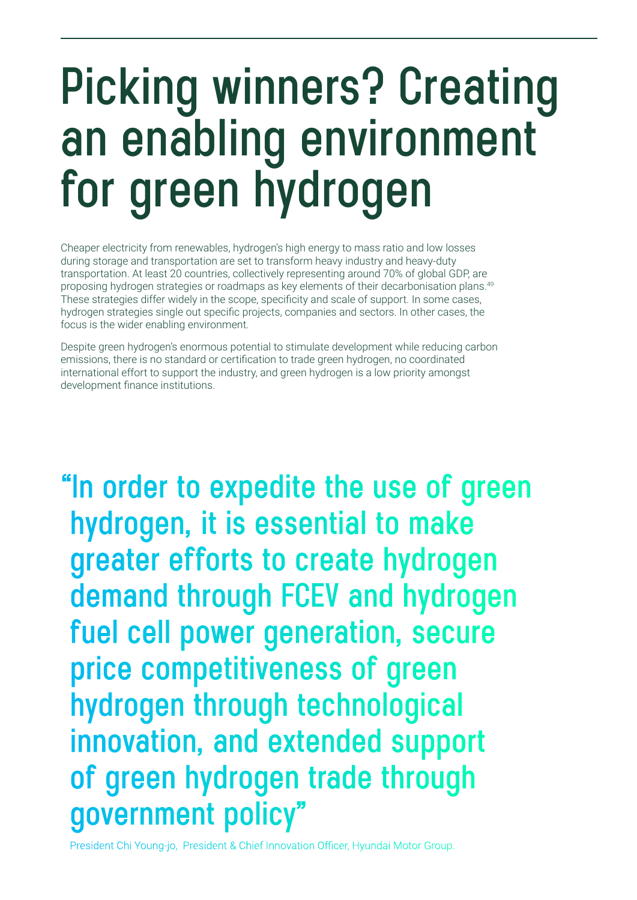# Picking winners? Creating an enabling environment for green hydrogen

Cheaper electricity from renewables, hydrogen's high energy to mass ratio and low losses during storage and transportation are set to transform heavy industry and heavy-duty transportation. At least 20 countries, collectively representing around 70% of global GDP, are proposing hydrogen strategies or roadmaps as key elements of their decarbonisation plans.[49] These strategies differ widely in the scope, specificity and scale of support. In some cases, hydrogen strategies single out specific projects, companies and sectors. In other cases, the focus is the wider enabling environment.

Despite green hydrogen's enormous potential to stimulate development while reducing carbon emissions, there is no standard or certification to trade green hydrogen, no coordinated international effort to support the industry, and green hydrogen is a low priority amongst development finance institutions.

> **"In order to expedite the use of green hydrogen, it is essential to make greater efforts to create hydrogen demand through FCEV and hydrogen fuel cell power generation, secure price competitiveness of green hydrogen through technological innovation, and extended support of green hydrogen trade through government policy"**
>
> President Chi Young-jo, President & Chief Innovation Officer, Hyundai Motor Group.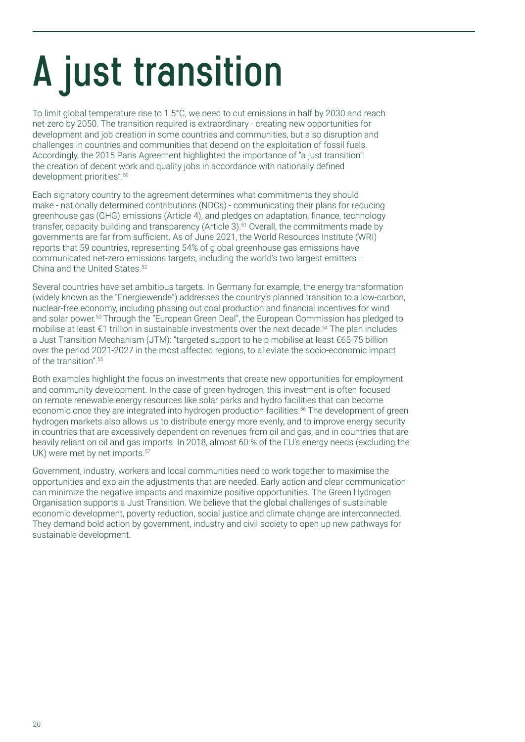# A just transition

To limit global temperature rise to 1.5°C, we need to cut emissions in half by 2030 and reach net-zero by 2050. The transition required is extraordinary - creating new opportunities for development and job creation in some countries and communities, but also disruption and challenges in countries and communities that depend on the exploitation of fossil fuels. Accordingly, the 2015 Paris Agreement highlighted the importance of "a just transition": the creation of decent work and quality jobs in accordance with nationally defined development priorities".[50]

Each signatory country to the agreement determines what commitments they should make - nationally determined contributions (NDCs) - communicating their plans for reducing greenhouse gas (GHG) emissions (Article 4), and pledges on adaptation, finance, technology transfer, capacity building and transparency (Article 3).[51] Overall, the commitments made by governments are far from sufficient. As of June 2021, the World Resources Institute (WRI) reports that 59 countries, representing 54% of global greenhouse gas emissions have communicated net-zero emissions targets, including the world's two largest emitters – China and the United States.[52]

Several countries have set ambitious targets. In Germany for example, the energy transformation (widely known as the "Energiewende") addresses the country's planned transition to a low-carbon, nuclear-free economy, including phasing out coal production and financial incentives for wind and solar power.[53] Through the "European Green Deal", the European Commission has pledged to mobilise at least €1 trillion in sustainable investments over the next decade.[54] The plan includes a Just Transition Mechanism (JTM): "targeted support to help mobilise at least €65-75 billion over the period 2021-2027 in the most affected regions, to alleviate the socio-economic impact of the transition".[55]

Both examples highlight the focus on investments that create new opportunities for employment and community development. In the case of green hydrogen, this investment is often focused on remote renewable energy resources like solar parks and hydro facilities that can become economic once they are integrated into hydrogen production facilities.[56] The development of green hydrogen markets also allows us to distribute energy more evenly, and to improve energy security in countries that are excessively dependent on revenues from oil and gas, and in countries that are heavily reliant on oil and gas imports. In 2018, almost 60 % of the EU's energy needs (excluding the UK) were met by net imports.[57]

Government, industry, workers and local communities need to work together to maximise the opportunities and explain the adjustments that are needed. Early action and clear communication can minimize the negative impacts and maximize positive opportunities. The Green Hydrogen Organisation supports a Just Transition. We believe that the global challenges of sustainable economic development, poverty reduction, social justice and climate change are interconnected. They demand bold action by government, industry and civil society to open up new pathways for sustainable development.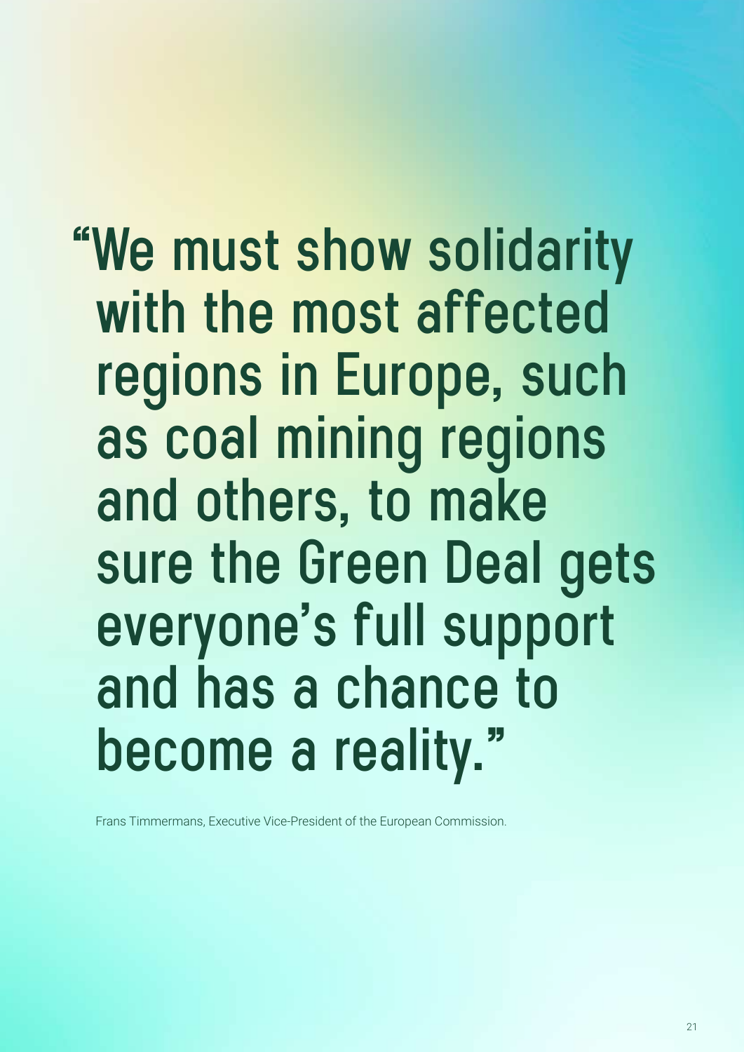> "We must show solidarity with the most affected regions in Europe, such as coal mining regions and others, to make sure the Green Deal gets everyone's full support and has a chance to become a reality."

Frans Timmermans, Executive Vice-President of the European Commission.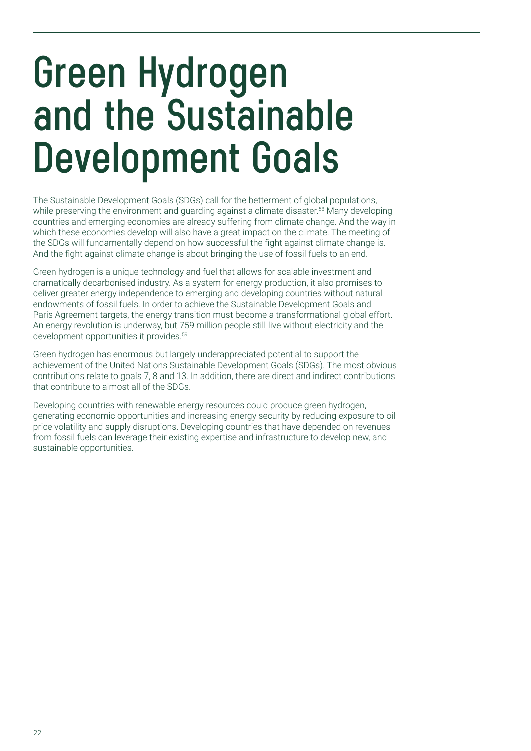# Green Hydrogen and the Sustainable Development Goals

The Sustainable Development Goals (SDGs) call for the betterment of global populations, while preserving the environment and guarding against a climate disaster.[58] Many developing countries and emerging economies are already suffering from climate change. And the way in which these economies develop will also have a great impact on the climate. The meeting of the SDGs will fundamentally depend on how successful the fight against climate change is. And the fight against climate change is about bringing the use of fossil fuels to an end.

Green hydrogen is a unique technology and fuel that allows for scalable investment and dramatically decarbonised industry. As a system for energy production, it also promises to deliver greater energy independence to emerging and developing countries without natural endowments of fossil fuels. In order to achieve the Sustainable Development Goals and Paris Agreement targets, the energy transition must become a transformational global effort. An energy revolution is underway, but 759 million people still live without electricity and the development opportunities it provides.[59]

Green hydrogen has enormous but largely underappreciated potential to support the achievement of the United Nations Sustainable Development Goals (SDGs). The most obvious contributions relate to goals 7, 8 and 13. In addition, there are direct and indirect contributions that contribute to almost all of the SDGs.

Developing countries with renewable energy resources could produce green hydrogen, generating economic opportunities and increasing energy security by reducing exposure to oil price volatility and supply disruptions. Developing countries that have depended on revenues from fossil fuels can leverage their existing expertise and infrastructure to develop new, and sustainable opportunities.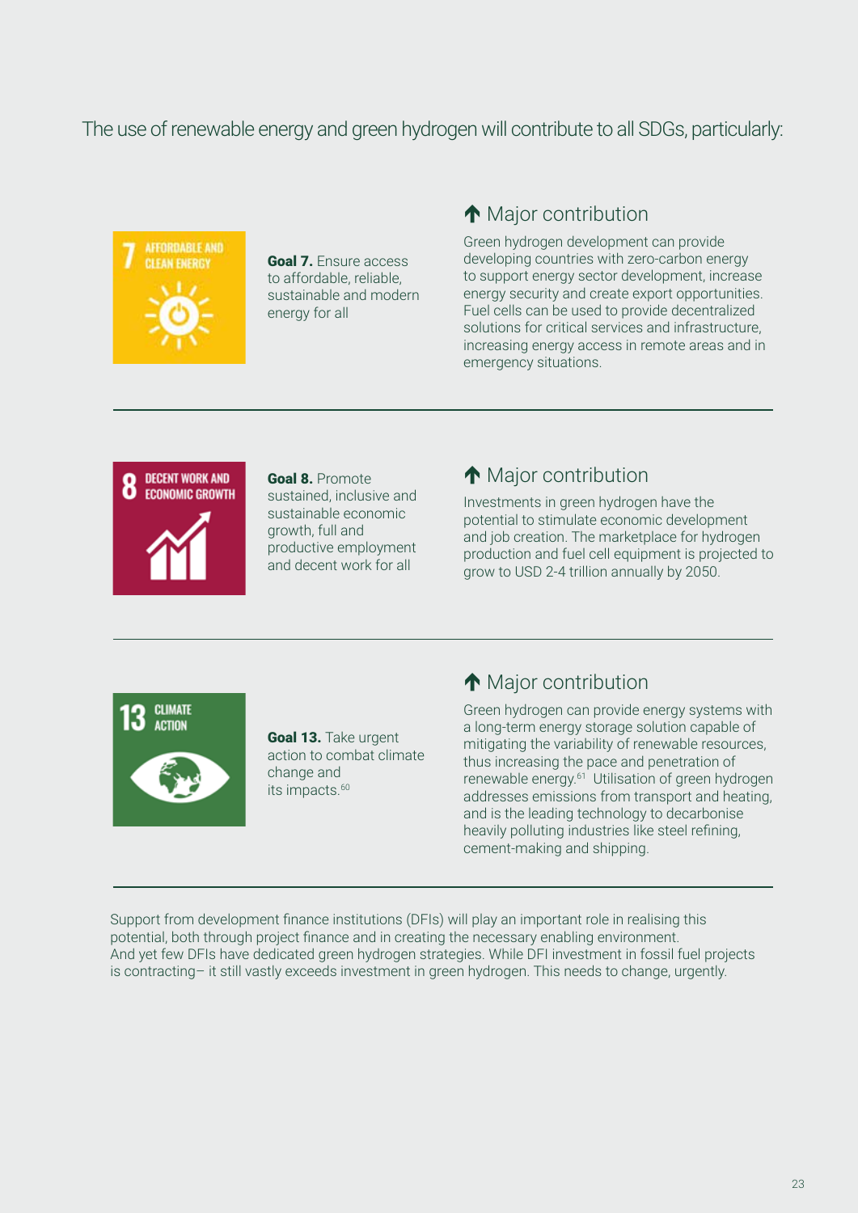The use of renewable energy and green hydrogen will contribute to all SDGs, particularly:

7 AFFORDABLE AND CLEAN ENERGY

**Goal 7.** Ensure access to affordable, reliable, sustainable and modern energy for all

**↑ Major contribution**

Green hydrogen development can provide developing countries with zero-carbon energy to support energy sector development, increase energy security and create export opportunities. Fuel cells can be used to provide decentralized solutions for critical services and infrastructure, increasing energy access in remote areas and in emergency situations.

---

8 DECENT WORK AND ECONOMIC GROWTH

**Goal 8.** Promote sustained, inclusive and sustainable economic growth, full and productive employment and decent work for all

**↑ Major contribution**

Investments in green hydrogen have the potential to stimulate economic development and job creation. The marketplace for hydrogen production and fuel cell equipment is projected to grow to USD 2-4 trillion annually by 2050.

---

13 CLIMATE ACTION

**Goal 13.** Take urgent action to combat climate change and its impacts.[60]

**↑ Major contribution**

Green hydrogen can provide energy systems with a long-term energy storage solution capable of mitigating the variability of renewable resources, thus increasing the pace and penetration of renewable energy.[61] Utilisation of green hydrogen addresses emissions from transport and heating, and is the leading technology to decarbonise heavily polluting industries like steel refining, cement-making and shipping.

---

Support from development finance institutions (DFIs) will play an important role in realising this potential, both through project finance and in creating the necessary enabling environment. And yet few DFIs have dedicated green hydrogen strategies. While DFI investment in fossil fuel projects is contracting– it still vastly exceeds investment in green hydrogen. This needs to change, urgently.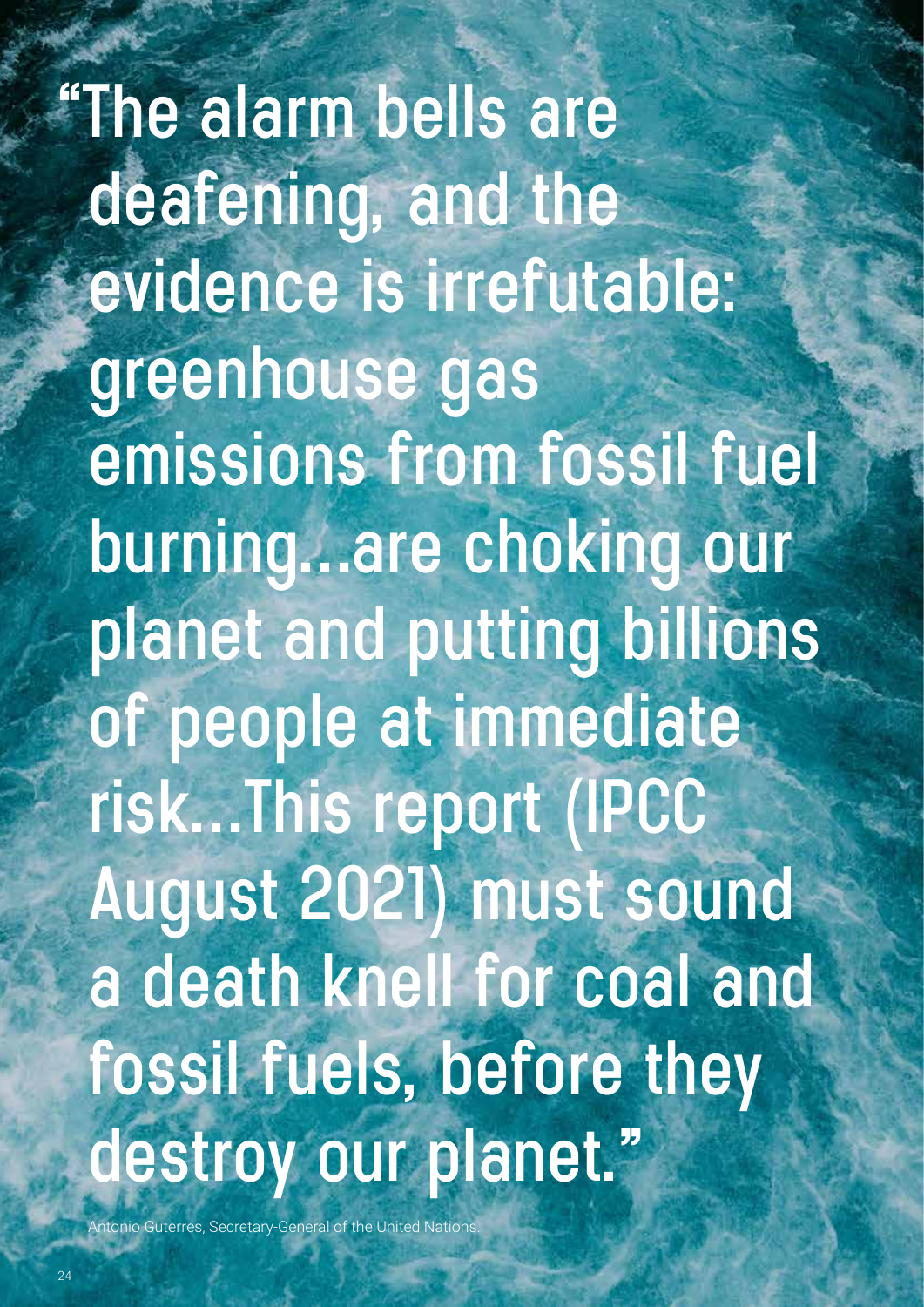“The alarm bells are deafening, and the evidence is irrefutable: greenhouse gas emissions from fossil fuel burning…are choking our planet and putting billions of people at immediate risk…This report (IPCC August 2021) must sound a death knell for coal and fossil fuels, before they destroy our planet.”

Antonio Guterres, Secretary-General of the United Nations.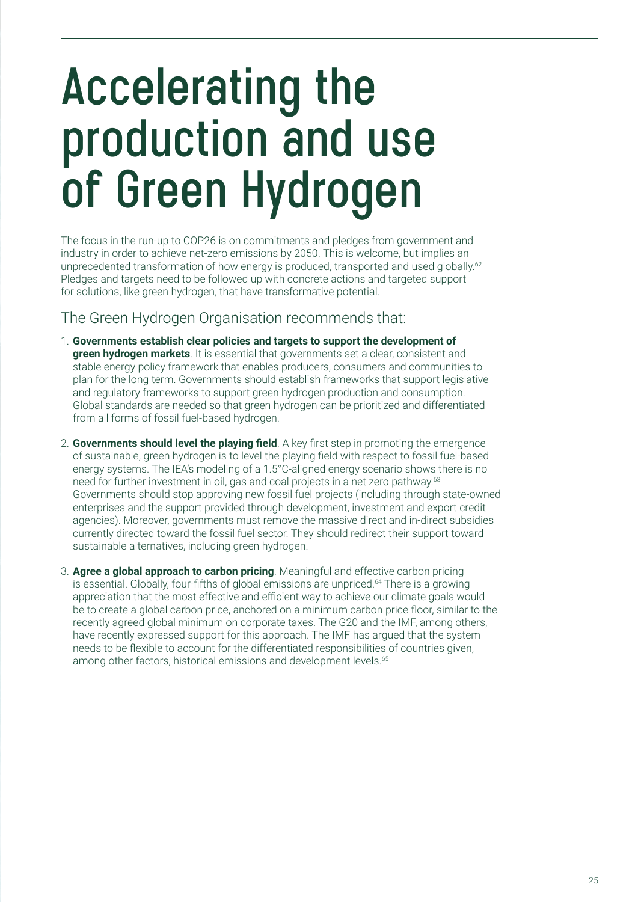# Accelerating the production and use of Green Hydrogen

The focus in the run-up to COP26 is on commitments and pledges from government and industry in order to achieve net-zero emissions by 2050. This is welcome, but implies an unprecedented transformation of how energy is produced, transported and used globally.[62] Pledges and targets need to be followed up with concrete actions and targeted support for solutions, like green hydrogen, that have transformative potential.

## The Green Hydrogen Organisation recommends that:

1. **Governments establish clear policies and targets to support the development of green hydrogen markets**. It is essential that governments set a clear, consistent and stable energy policy framework that enables producers, consumers and communities to plan for the long term. Governments should establish frameworks that support legislative and regulatory frameworks to support green hydrogen production and consumption. Global standards are needed so that green hydrogen can be prioritized and differentiated from all forms of fossil fuel-based hydrogen.
2. **Governments should level the playing field**. A key first step in promoting the emergence of sustainable, green hydrogen is to level the playing field with respect to fossil fuel-based energy systems. The IEA's modeling of a 1.5°C-aligned energy scenario shows there is no need for further investment in oil, gas and coal projects in a net zero pathway.[63] Governments should stop approving new fossil fuel projects (including through state-owned enterprises and the support provided through development, investment and export credit agencies). Moreover, governments must remove the massive direct and in-direct subsidies currently directed toward the fossil fuel sector. They should redirect their support toward sustainable alternatives, including green hydrogen.
3. **Agree a global approach to carbon pricing**. Meaningful and effective carbon pricing is essential. Globally, four-fifths of global emissions are unpriced.[64] There is a growing appreciation that the most effective and efficient way to achieve our climate goals would be to create a global carbon price, anchored on a minimum carbon price floor, similar to the recently agreed global minimum on corporate taxes. The G20 and the IMF, among others, have recently expressed support for this approach. The IMF has argued that the system needs to be flexible to account for the differentiated responsibilities of countries given, among other factors, historical emissions and development levels.[65]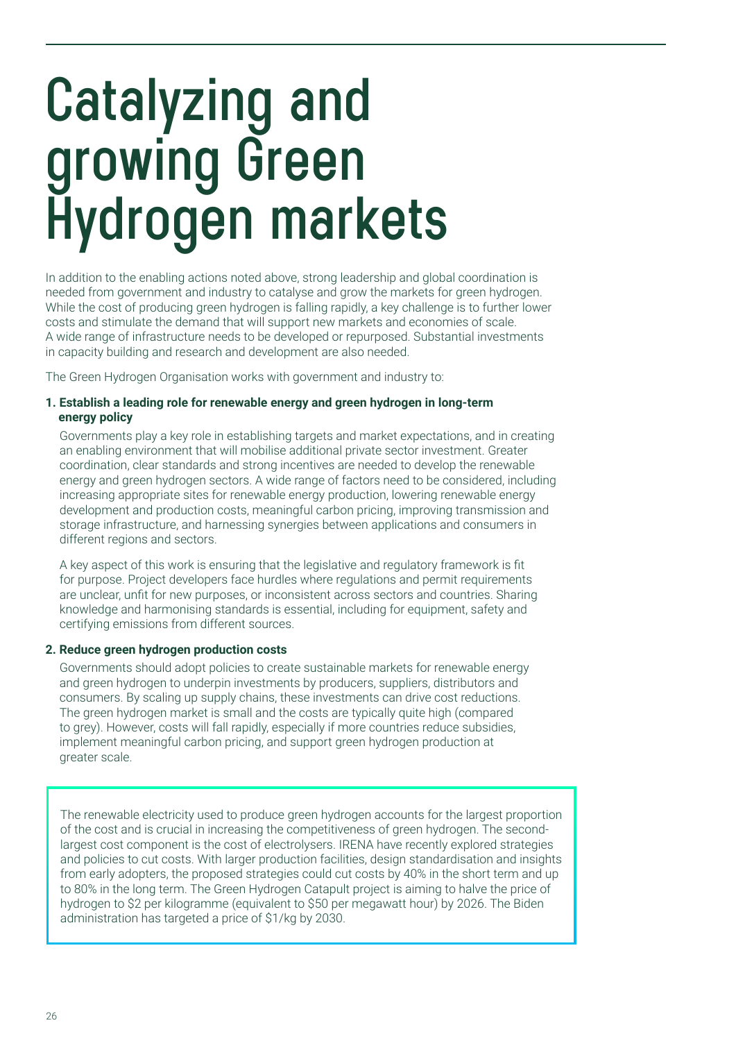# Catalyzing and growing Green Hydrogen markets

In addition to the enabling actions noted above, strong leadership and global coordination is needed from government and industry to catalyse and grow the markets for green hydrogen. While the cost of producing green hydrogen is falling rapidly, a key challenge is to further lower costs and stimulate the demand that will support new markets and economies of scale. A wide range of infrastructure needs to be developed or repurposed. Substantial investments in capacity building and research and development are also needed.

The Green Hydrogen Organisation works with government and industry to:

**1. Establish a leading role for renewable energy and green hydrogen in long-term energy policy**

Governments play a key role in establishing targets and market expectations, and in creating an enabling environment that will mobilise additional private sector investment. Greater coordination, clear standards and strong incentives are needed to develop the renewable energy and green hydrogen sectors. A wide range of factors need to be considered, including increasing appropriate sites for renewable energy production, lowering renewable energy development and production costs, meaningful carbon pricing, improving transmission and storage infrastructure, and harnessing synergies between applications and consumers in different regions and sectors.

A key aspect of this work is ensuring that the legislative and regulatory framework is fit for purpose. Project developers face hurdles where regulations and permit requirements are unclear, unfit for new purposes, or inconsistent across sectors and countries. Sharing knowledge and harmonising standards is essential, including for equipment, safety and certifying emissions from different sources.

**2. Reduce green hydrogen production costs**

Governments should adopt policies to create sustainable markets for renewable energy and green hydrogen to underpin investments by producers, suppliers, distributors and consumers. By scaling up supply chains, these investments can drive cost reductions. The green hydrogen market is small and the costs are typically quite high (compared to grey). However, costs will fall rapidly, especially if more countries reduce subsidies, implement meaningful carbon pricing, and support green hydrogen production at greater scale.

The renewable electricity used to produce green hydrogen accounts for the largest proportion of the cost and is crucial in increasing the competitiveness of green hydrogen. The second-largest cost component is the cost of electrolysers. IRENA have recently explored strategies and policies to cut costs. With larger production facilities, design standardisation and insights from early adopters, the proposed strategies could cut costs by 40% in the short term and up to 80% in the long term. The Green Hydrogen Catapult project is aiming to halve the price of hydrogen to $2 per kilogramme (equivalent to $50 per megawatt hour) by 2026. The Biden administration has targeted a price of $1/kg by 2030.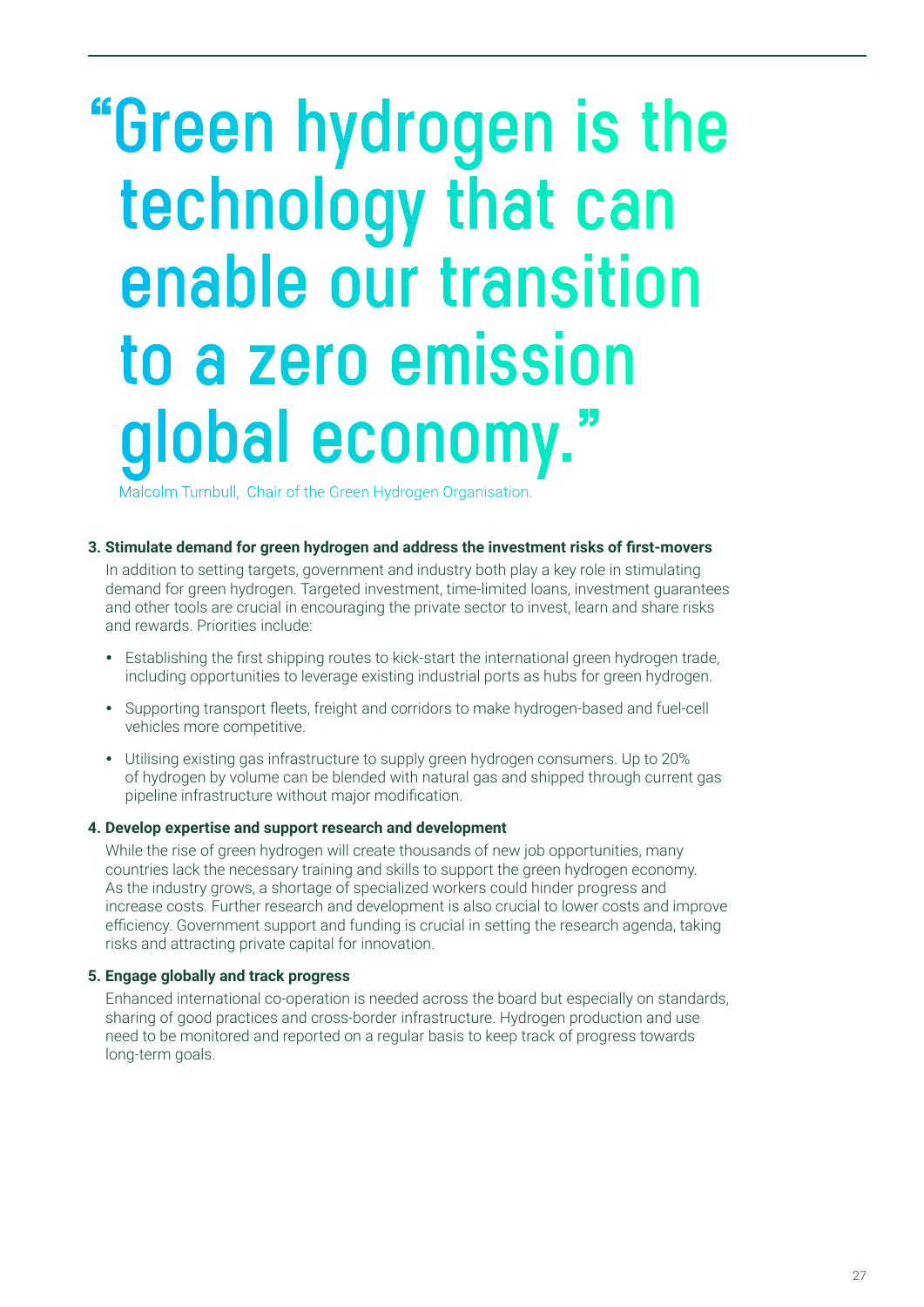> "Green hydrogen is the technology that can enable our transition to a zero emission global economy."

Malcolm Turnbull, Chair of the Green Hydrogen Organisation.

**3. Stimulate demand for green hydrogen and address the investment risks of first-movers**

In addition to setting targets, government and industry both play a key role in stimulating demand for green hydrogen. Targeted investment, time-limited loans, investment guarantees and other tools are crucial in encouraging the private sector to invest, learn and share risks and rewards. Priorities include:

- Establishing the first shipping routes to kick-start the international green hydrogen trade, including opportunities to leverage existing industrial ports as hubs for green hydrogen.
- Supporting transport fleets, freight and corridors to make hydrogen-based and fuel-cell vehicles more competitive.
- Utilising existing gas infrastructure to supply green hydrogen consumers. Up to 20% of hydrogen by volume can be blended with natural gas and shipped through current gas pipeline infrastructure without major modification.

**4. Develop expertise and support research and development**

While the rise of green hydrogen will create thousands of new job opportunities, many countries lack the necessary training and skills to support the green hydrogen economy. As the industry grows, a shortage of specialized workers could hinder progress and increase costs. Further research and development is also crucial to lower costs and improve efficiency. Government support and funding is crucial in setting the research agenda, taking risks and attracting private capital for innovation.

**5. Engage globally and track progress**

Enhanced international co-operation is needed across the board but especially on standards, sharing of good practices and cross-border infrastructure. Hydrogen production and use need to be monitored and reported on a regular basis to keep track of progress towards long-term goals.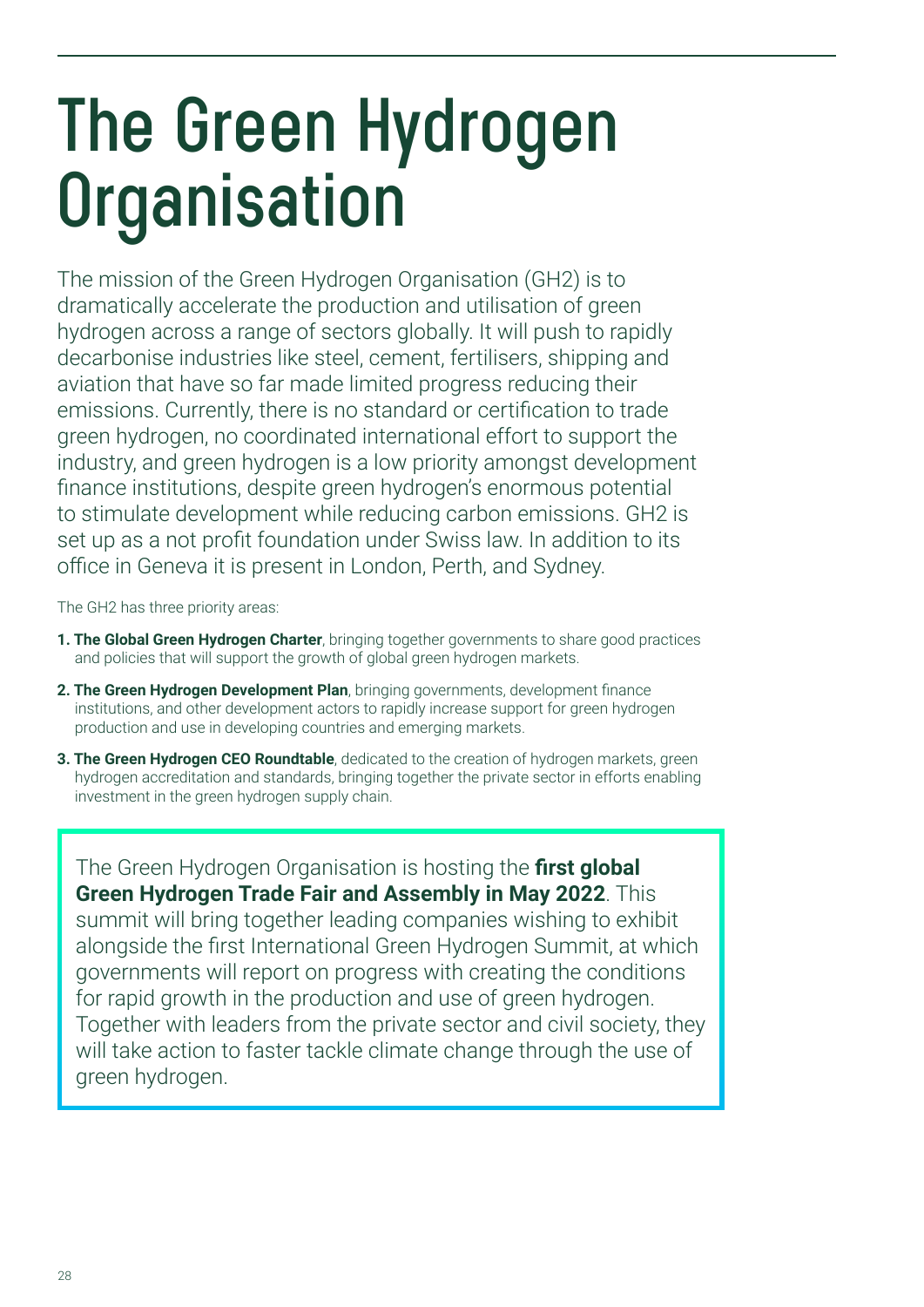# The Green Hydrogen Organisation

The mission of the Green Hydrogen Organisation (GH2) is to dramatically accelerate the production and utilisation of green hydrogen across a range of sectors globally. It will push to rapidly decarbonise industries like steel, cement, fertilisers, shipping and aviation that have so far made limited progress reducing their emissions. Currently, there is no standard or certification to trade green hydrogen, no coordinated international effort to support the industry, and green hydrogen is a low priority amongst development finance institutions, despite green hydrogen's enormous potential to stimulate development while reducing carbon emissions. GH2 is set up as a not profit foundation under Swiss law. In addition to its office in Geneva it is present in London, Perth, and Sydney.

The GH2 has three priority areas:

1. **The Global Green Hydrogen Charter**, bringing together governments to share good practices and policies that will support the growth of global green hydrogen markets.
2. **The Green Hydrogen Development Plan**, bringing governments, development finance institutions, and other development actors to rapidly increase support for green hydrogen production and use in developing countries and emerging markets.
3. **The Green Hydrogen CEO Roundtable**, dedicated to the creation of hydrogen markets, green hydrogen accreditation and standards, bringing together the private sector in efforts enabling investment in the green hydrogen supply chain.

The Green Hydrogen Organisation is hosting the **first global Green Hydrogen Trade Fair and Assembly in May 2022**. This summit will bring together leading companies wishing to exhibit alongside the first International Green Hydrogen Summit, at which governments will report on progress with creating the conditions for rapid growth in the production and use of green hydrogen. Together with leaders from the private sector and civil society, they will take action to faster tackle climate change through the use of green hydrogen.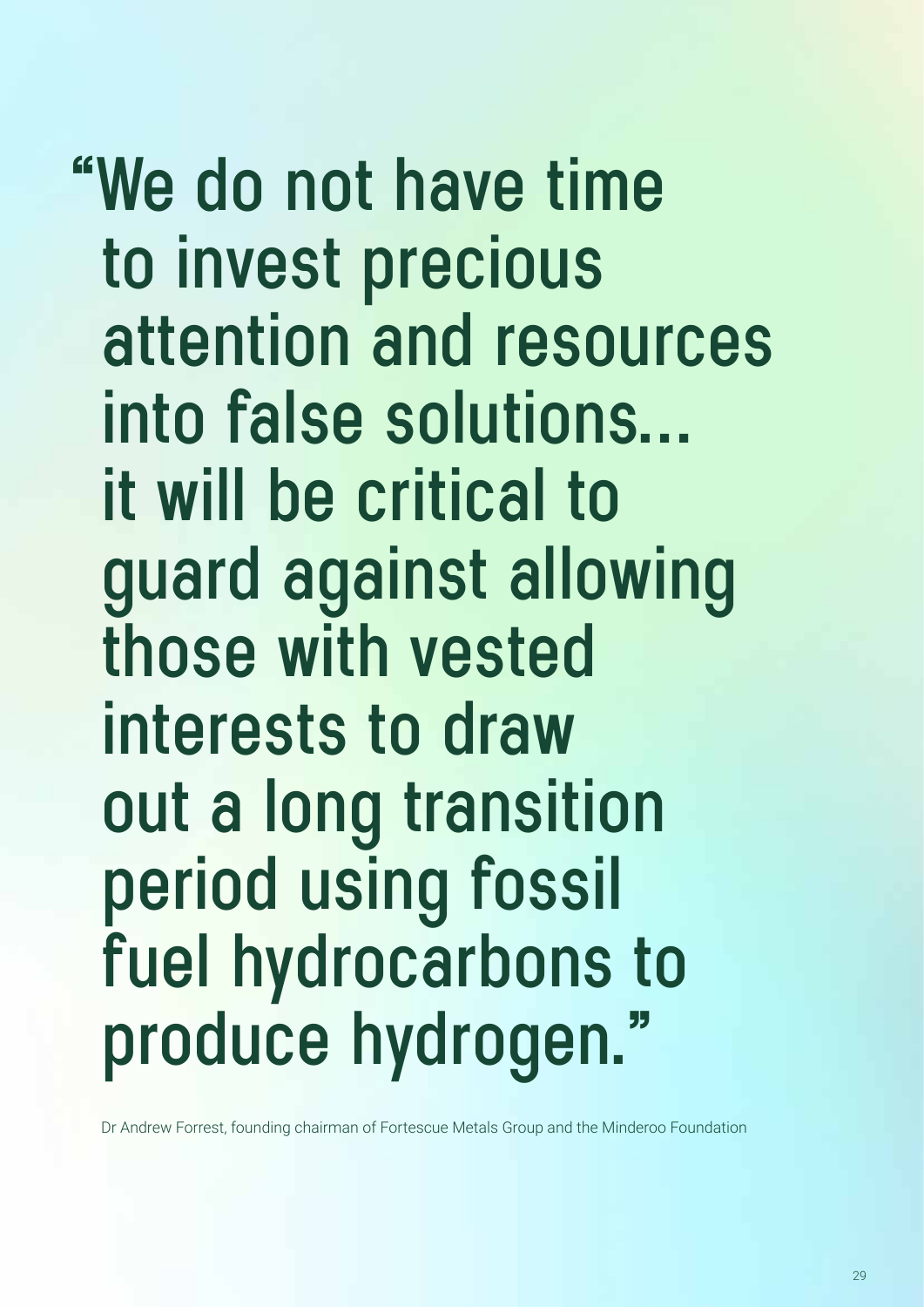> “We do not have time to invest precious attention and resources into false solutions... it will be critical to guard against allowing those with vested interests to draw out a long transition period using fossil fuel hydrocarbons to produce hydrogen.”

Dr Andrew Forrest, founding chairman of Fortescue Metals Group and the Minderoo Foundation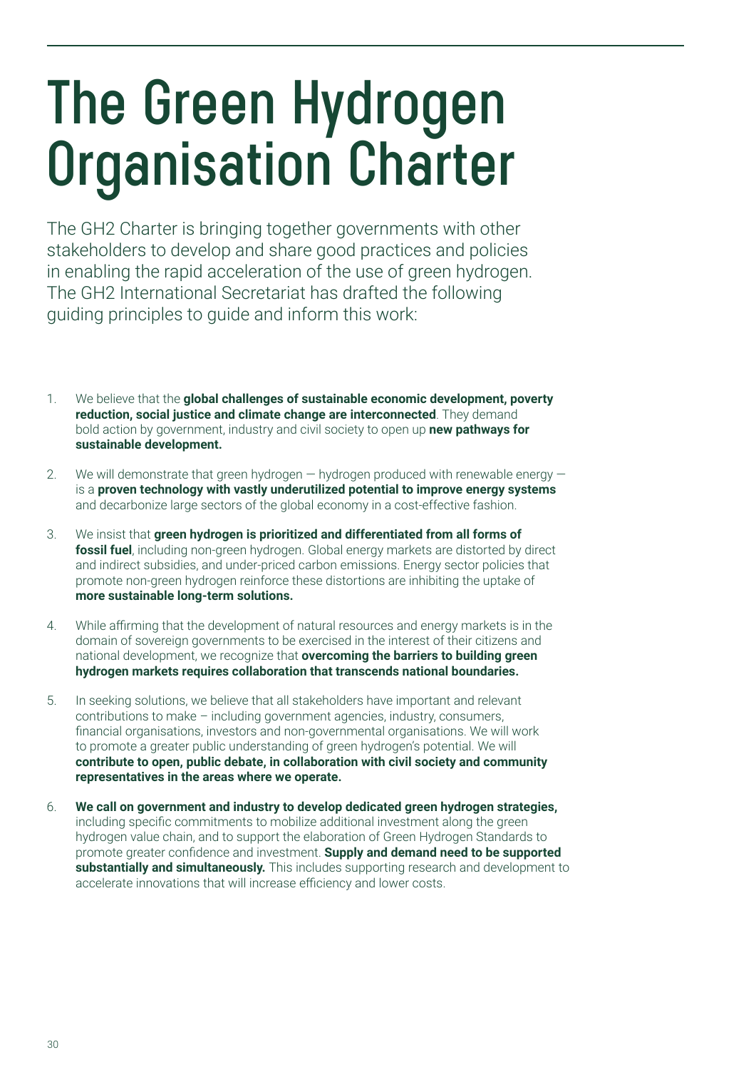# The Green Hydrogen Organisation Charter

The GH2 Charter is bringing together governments with other stakeholders to develop and share good practices and policies in enabling the rapid acceleration of the use of green hydrogen. The GH2 International Secretariat has drafted the following guiding principles to guide and inform this work:

1. We believe that the **global challenges of sustainable economic development, poverty reduction, social justice and climate change are interconnected**. They demand bold action by government, industry and civil society to open up **new pathways for sustainable development.**

2. We will demonstrate that green hydrogen — hydrogen produced with renewable energy — is a **proven technology with vastly underutilized potential to improve energy systems** and decarbonize large sectors of the global economy in a cost-effective fashion.

3. We insist that **green hydrogen is prioritized and differentiated from all forms of fossil fuel**, including non-green hydrogen. Global energy markets are distorted by direct and indirect subsidies, and under-priced carbon emissions. Energy sector policies that promote non-green hydrogen reinforce these distortions are inhibiting the uptake of **more sustainable long-term solutions.**

4. While affirming that the development of natural resources and energy markets is in the domain of sovereign governments to be exercised in the interest of their citizens and national development, we recognize that **overcoming the barriers to building green hydrogen markets requires collaboration that transcends national boundaries.**

5. In seeking solutions, we believe that all stakeholders have important and relevant contributions to make – including government agencies, industry, consumers, financial organisations, investors and non-governmental organisations. We will work to promote a greater public understanding of green hydrogen's potential. We will **contribute to open, public debate, in collaboration with civil society and community representatives in the areas where we operate.**

6. **We call on government and industry to develop dedicated green hydrogen strategies,** including specific commitments to mobilize additional investment along the green hydrogen value chain, and to support the elaboration of Green Hydrogen Standards to promote greater confidence and investment. **Supply and demand need to be supported substantially and simultaneously.** This includes supporting research and development to accelerate innovations that will increase efficiency and lower costs.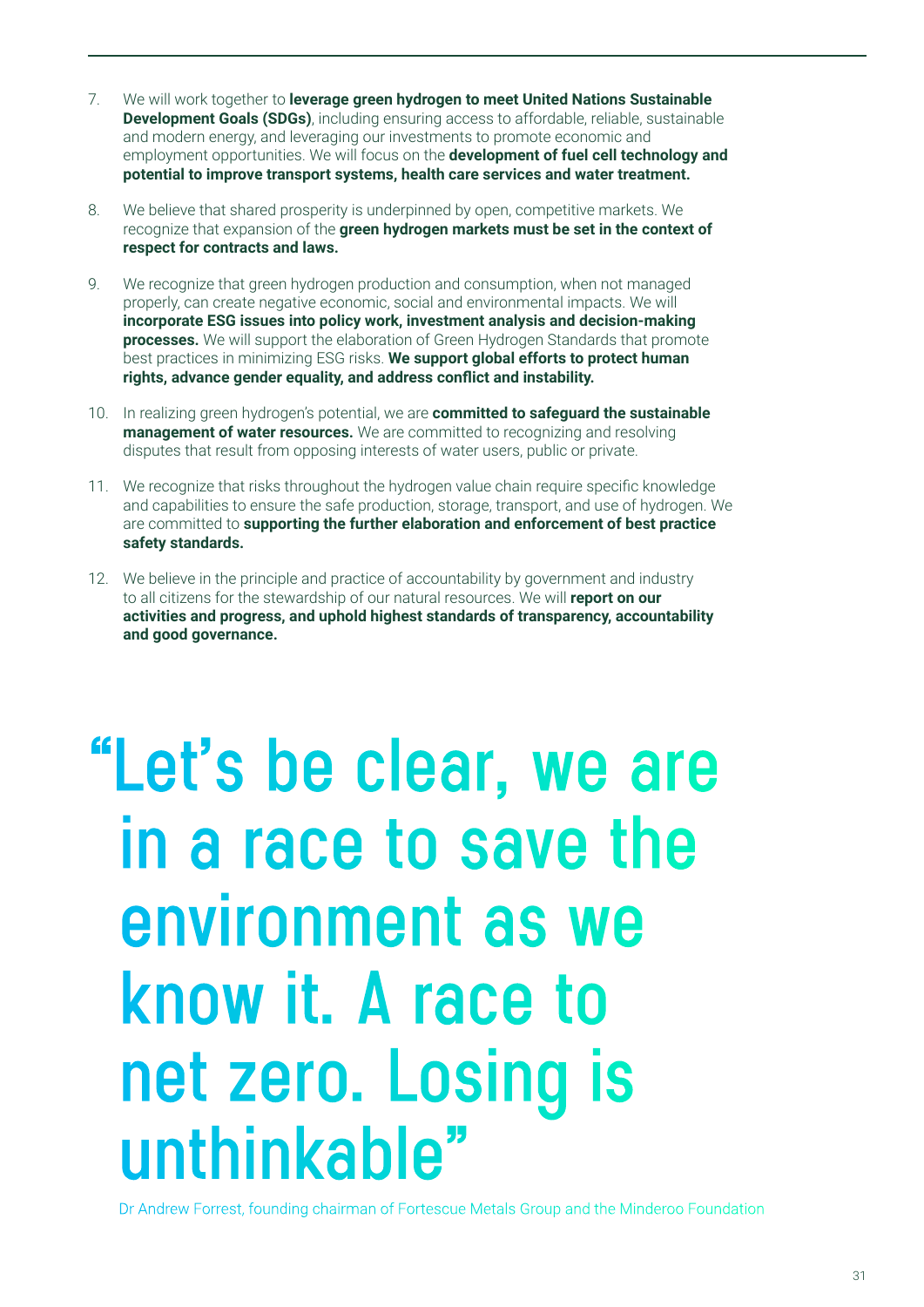7. We will work together to **leverage green hydrogen to meet United Nations Sustainable Development Goals (SDGs)**, including ensuring access to affordable, reliable, sustainable and modern energy, and leveraging our investments to promote economic and employment opportunities. We will focus on the **development of fuel cell technology and potential to improve transport systems, health care services and water treatment.**

8. We believe that shared prosperity is underpinned by open, competitive markets. We recognize that expansion of the **green hydrogen markets must be set in the context of respect for contracts and laws.**

9. We recognize that green hydrogen production and consumption, when not managed properly, can create negative economic, social and environmental impacts. We will **incorporate ESG issues into policy work, investment analysis and decision-making processes.** We will support the elaboration of Green Hydrogen Standards that promote best practices in minimizing ESG risks. **We support global efforts to protect human rights, advance gender equality, and address conflict and instability.**

10. In realizing green hydrogen's potential, we are **committed to safeguard the sustainable management of water resources.** We are committed to recognizing and resolving disputes that result from opposing interests of water users, public or private.

11. We recognize that risks throughout the hydrogen value chain require specific knowledge and capabilities to ensure the safe production, storage, transport, and use of hydrogen. We are committed to **supporting the further elaboration and enforcement of best practice safety standards.**

12. We believe in the principle and practice of accountability by government and industry to all citizens for the stewardship of our natural resources. We will **report on our activities and progress, and uphold highest standards of transparency, accountability and good governance.**

# "Let's be clear, we are in a race to save the environment as we know it. A race to net zero. Losing is unthinkable"

Dr Andrew Forrest, founding chairman of Fortescue Metals Group and the Minderoo Foundation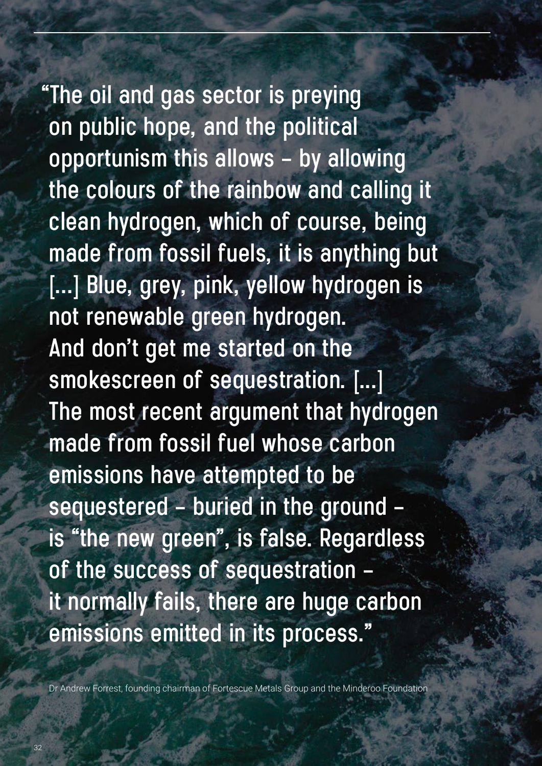> "The oil and gas sector is preying on public hope, and the political opportunism this allows – by allowing the colours of the rainbow and calling it clean hydrogen, which of course, being made from fossil fuels, it is anything but [...] Blue, grey, pink, yellow hydrogen is not renewable green hydrogen. And don't get me started on the smokescreen of sequestration. [...] The most recent argument that hydrogen made from fossil fuel whose carbon emissions have attempted to be sequestered – buried in the ground – is "the new green", is false. Regardless of the success of sequestration – it normally fails, there are huge carbon emissions emitted in its process."

Dr Andrew Forrest, founding chairman of Fortescue Metals Group and the Minderoo Foundation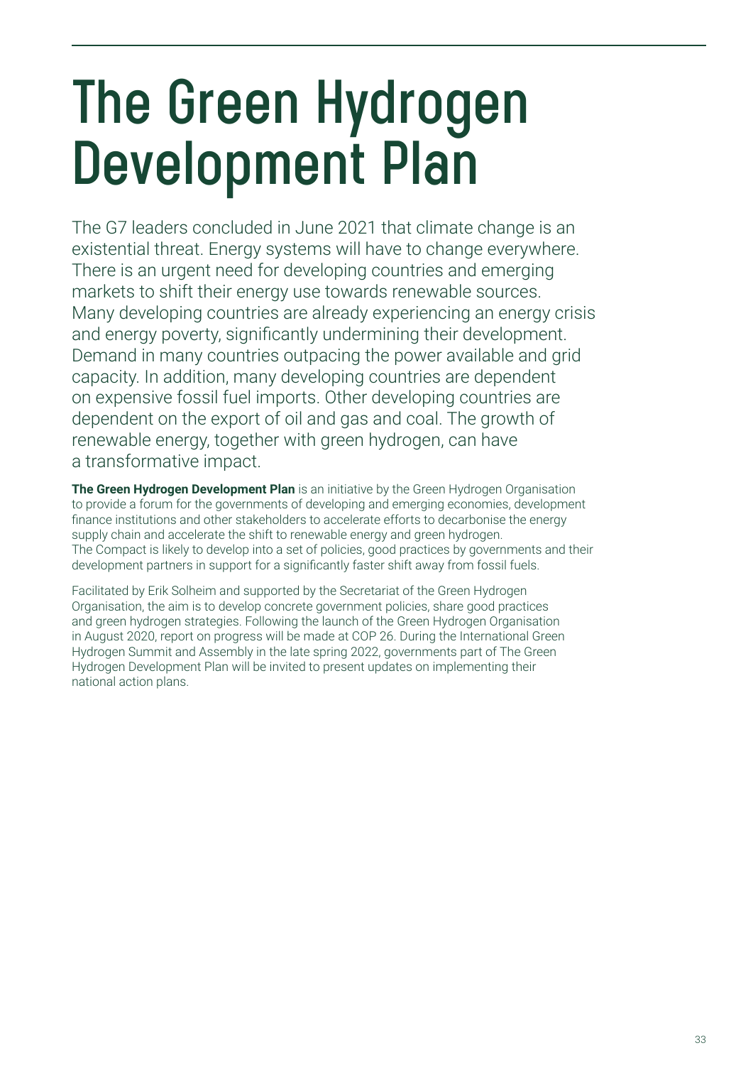# The Green Hydrogen Development Plan

The G7 leaders concluded in June 2021 that climate change is an existential threat. Energy systems will have to change everywhere. There is an urgent need for developing countries and emerging markets to shift their energy use towards renewable sources. Many developing countries are already experiencing an energy crisis and energy poverty, significantly undermining their development. Demand in many countries outpacing the power available and grid capacity. In addition, many developing countries are dependent on expensive fossil fuel imports. Other developing countries are dependent on the export of oil and gas and coal. The growth of renewable energy, together with green hydrogen, can have a transformative impact.

**The Green Hydrogen Development Plan** is an initiative by the Green Hydrogen Organisation to provide a forum for the governments of developing and emerging economies, development finance institutions and other stakeholders to accelerate efforts to decarbonise the energy supply chain and accelerate the shift to renewable energy and green hydrogen. The Compact is likely to develop into a set of policies, good practices by governments and their development partners in support for a significantly faster shift away from fossil fuels.

Facilitated by Erik Solheim and supported by the Secretariat of the Green Hydrogen Organisation, the aim is to develop concrete government policies, share good practices and green hydrogen strategies. Following the launch of the Green Hydrogen Organisation in August 2020, report on progress will be made at COP 26. During the International Green Hydrogen Summit and Assembly in the late spring 2022, governments part of The Green Hydrogen Development Plan will be invited to present updates on implementing their national action plans.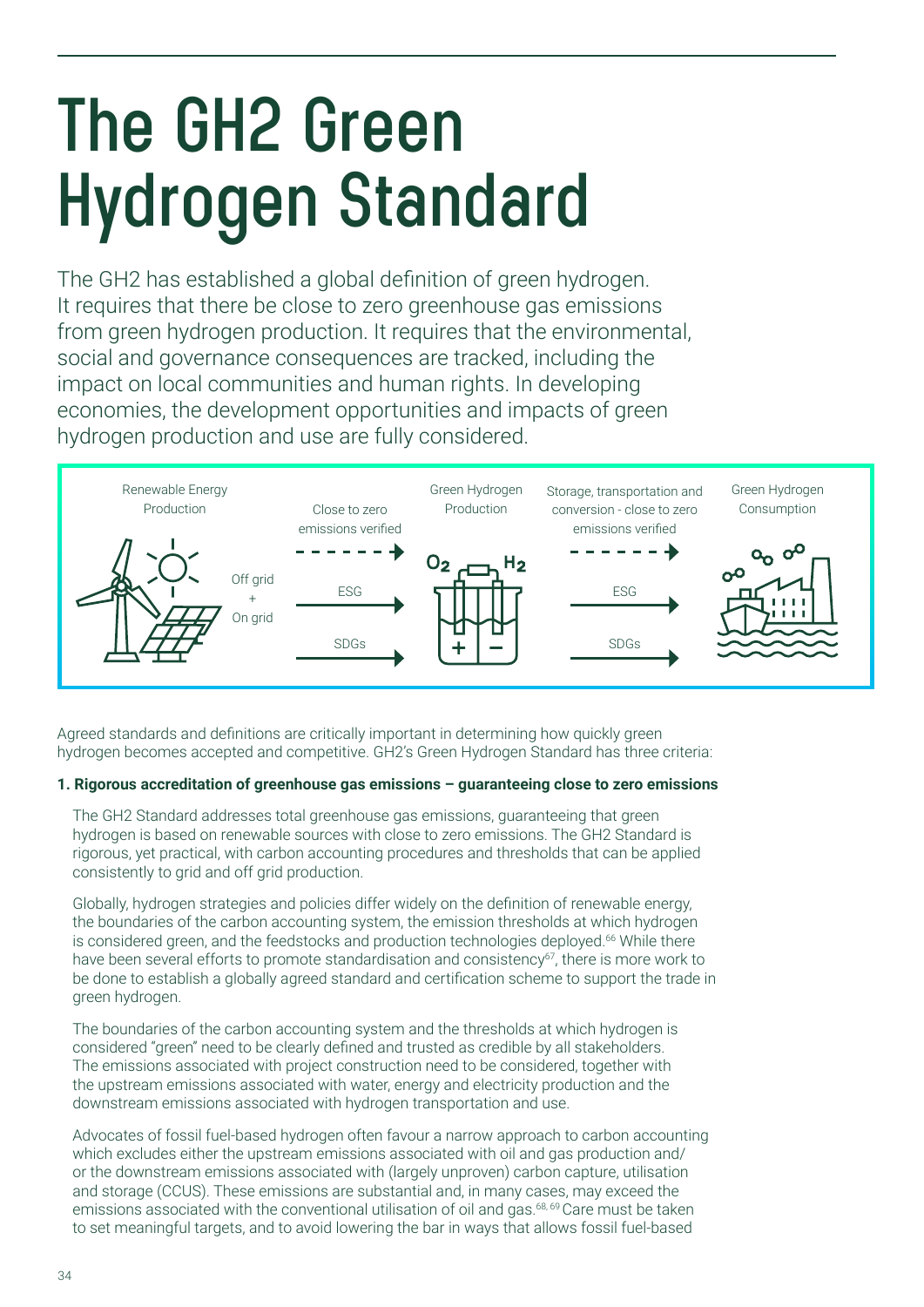# The GH2 Green Hydrogen Standard

The GH2 has established a global definition of green hydrogen. It requires that there be close to zero greenhouse gas emissions from green hydrogen production. It requires that the environmental, social and governance consequences are tracked, including the impact on local communities and human rights. In developing economies, the development opportunities and impacts of green hydrogen production and use are fully considered.

Renewable Energy Production — Off grid + On grid — Close to zero emissions verified / ESG / SDGs — Green Hydrogen Production ($O_2$, $H_2$) — Storage, transportation and conversion - close to zero emissions verified / ESG / SDGs — Green Hydrogen Consumption

Agreed standards and definitions are critically important in determining how quickly green hydrogen becomes accepted and competitive. GH2's Green Hydrogen Standard has three criteria:

**1. Rigorous accreditation of greenhouse gas emissions – guaranteeing close to zero emissions**

The GH2 Standard addresses total greenhouse gas emissions, guaranteeing that green hydrogen is based on renewable sources with close to zero emissions. The GH2 Standard is rigorous, yet practical, with carbon accounting procedures and thresholds that can be applied consistently to grid and off grid production.

Globally, hydrogen strategies and policies differ widely on the definition of renewable energy, the boundaries of the carbon accounting system, the emission thresholds at which hydrogen is considered green, and the feedstocks and production technologies deployed.[66] While there have been several efforts to promote standardisation and consistency[67], there is more work to be done to establish a globally agreed standard and certification scheme to support the trade in green hydrogen.

The boundaries of the carbon accounting system and the thresholds at which hydrogen is considered "green" need to be clearly defined and trusted as credible by all stakeholders. The emissions associated with project construction need to be considered, together with the upstream emissions associated with water, energy and electricity production and the downstream emissions associated with hydrogen transportation and use.

Advocates of fossil fuel-based hydrogen often favour a narrow approach to carbon accounting which excludes either the upstream emissions associated with oil and gas production and/or the downstream emissions associated with (largely unproven) carbon capture, utilisation and storage (CCUS). These emissions are substantial and, in many cases, may exceed the emissions associated with the conventional utilisation of oil and gas.[68, 69] Care must be taken to set meaningful targets, and to avoid lowering the bar in ways that allows fossil fuel-based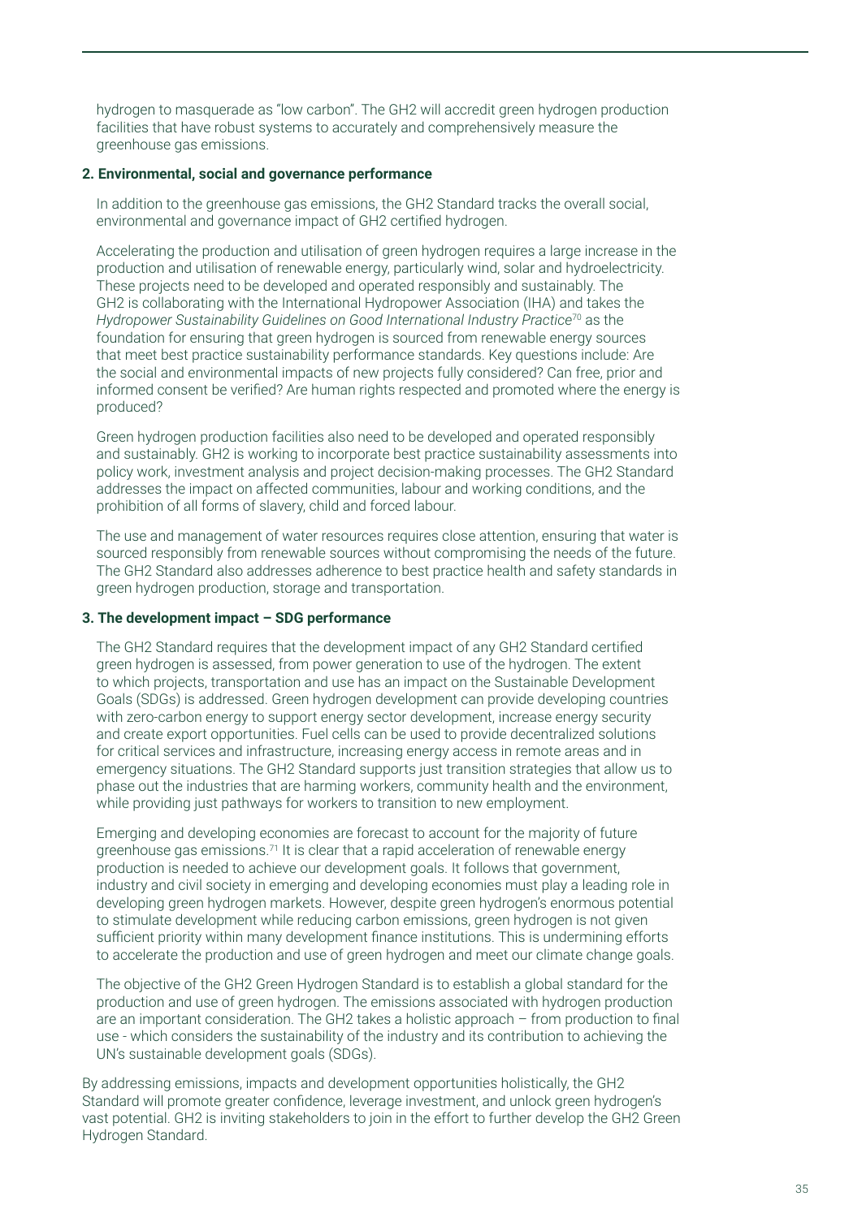hydrogen to masquerade as "low carbon". The GH2 will accredit green hydrogen production facilities that have robust systems to accurately and comprehensively measure the greenhouse gas emissions.

**2. Environmental, social and governance performance**

In addition to the greenhouse gas emissions, the GH2 Standard tracks the overall social, environmental and governance impact of GH2 certified hydrogen.

Accelerating the production and utilisation of green hydrogen requires a large increase in the production and utilisation of renewable energy, particularly wind, solar and hydroelectricity. These projects need to be developed and operated responsibly and sustainably. The GH2 is collaborating with the International Hydropower Association (IHA) and takes the *Hydropower Sustainability Guidelines on Good International Industry Practice*[70] as the foundation for ensuring that green hydrogen is sourced from renewable energy sources that meet best practice sustainability performance standards. Key questions include: Are the social and environmental impacts of new projects fully considered? Can free, prior and informed consent be verified? Are human rights respected and promoted where the energy is produced?

Green hydrogen production facilities also need to be developed and operated responsibly and sustainably. GH2 is working to incorporate best practice sustainability assessments into policy work, investment analysis and project decision-making processes. The GH2 Standard addresses the impact on affected communities, labour and working conditions, and the prohibition of all forms of slavery, child and forced labour.

The use and management of water resources requires close attention, ensuring that water is sourced responsibly from renewable sources without compromising the needs of the future. The GH2 Standard also addresses adherence to best practice health and safety standards in green hydrogen production, storage and transportation.

**3. The development impact – SDG performance**

The GH2 Standard requires that the development impact of any GH2 Standard certified green hydrogen is assessed, from power generation to use of the hydrogen. The extent to which projects, transportation and use has an impact on the Sustainable Development Goals (SDGs) is addressed. Green hydrogen development can provide developing countries with zero-carbon energy to support energy sector development, increase energy security and create export opportunities. Fuel cells can be used to provide decentralized solutions for critical services and infrastructure, increasing energy access in remote areas and in emergency situations. The GH2 Standard supports just transition strategies that allow us to phase out the industries that are harming workers, community health and the environment, while providing just pathways for workers to transition to new employment.

Emerging and developing economies are forecast to account for the majority of future greenhouse gas emissions.[71] It is clear that a rapid acceleration of renewable energy production is needed to achieve our development goals. It follows that government, industry and civil society in emerging and developing economies must play a leading role in developing green hydrogen markets. However, despite green hydrogen's enormous potential to stimulate development while reducing carbon emissions, green hydrogen is not given sufficient priority within many development finance institutions. This is undermining efforts to accelerate the production and use of green hydrogen and meet our climate change goals.

The objective of the GH2 Green Hydrogen Standard is to establish a global standard for the production and use of green hydrogen. The emissions associated with hydrogen production are an important consideration. The GH2 takes a holistic approach – from production to final use - which considers the sustainability of the industry and its contribution to achieving the UN's sustainable development goals (SDGs).

By addressing emissions, impacts and development opportunities holistically, the GH2 Standard will promote greater confidence, leverage investment, and unlock green hydrogen's vast potential. GH2 is inviting stakeholders to join in the effort to further develop the GH2 Green Hydrogen Standard.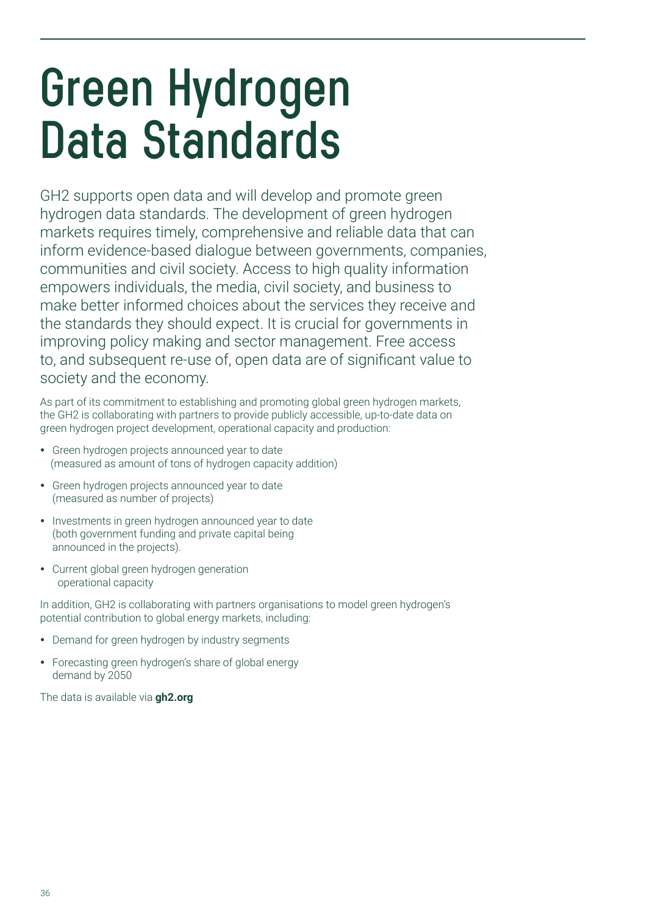# Green Hydrogen Data Standards

GH2 supports open data and will develop and promote green hydrogen data standards. The development of green hydrogen markets requires timely, comprehensive and reliable data that can inform evidence-based dialogue between governments, companies, communities and civil society. Access to high quality information empowers individuals, the media, civil society, and business to make better informed choices about the services they receive and the standards they should expect. It is crucial for governments in improving policy making and sector management. Free access to, and subsequent re-use of, open data are of significant value to society and the economy.

As part of its commitment to establishing and promoting global green hydrogen markets, the GH2 is collaborating with partners to provide publicly accessible, up-to-date data on green hydrogen project development, operational capacity and production:

- Green hydrogen projects announced year to date (measured as amount of tons of hydrogen capacity addition)
- Green hydrogen projects announced year to date (measured as number of projects)
- Investments in green hydrogen announced year to date (both government funding and private capital being announced in the projects).
- Current global green hydrogen generation operational capacity

In addition, GH2 is collaborating with partners organisations to model green hydrogen's potential contribution to global energy markets, including:

- Demand for green hydrogen by industry segments
- Forecasting green hydrogen's share of global energy demand by 2050

The data is available via **gh2.org**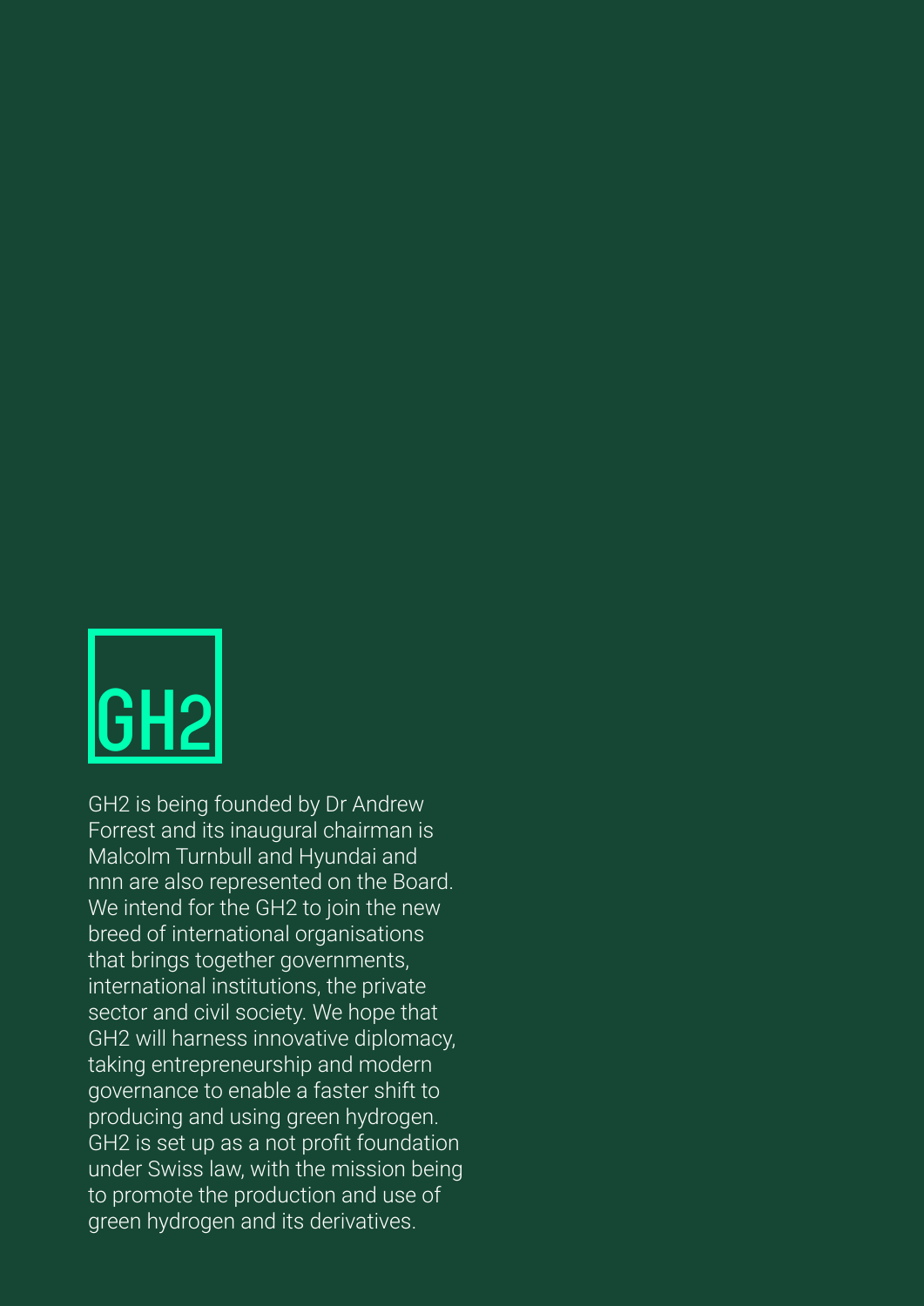GH2

GH2 is being founded by Dr Andrew Forrest and its inaugural chairman is Malcolm Turnbull and Hyundai and nnn are also represented on the Board. We intend for the GH2 to join the new breed of international organisations that brings together governments, international institutions, the private sector and civil society. We hope that GH2 will harness innovative diplomacy, taking entrepreneurship and modern governance to enable a faster shift to producing and using green hydrogen. GH2 is set up as a not profit foundation under Swiss law, with the mission being to promote the production and use of green hydrogen and its derivatives.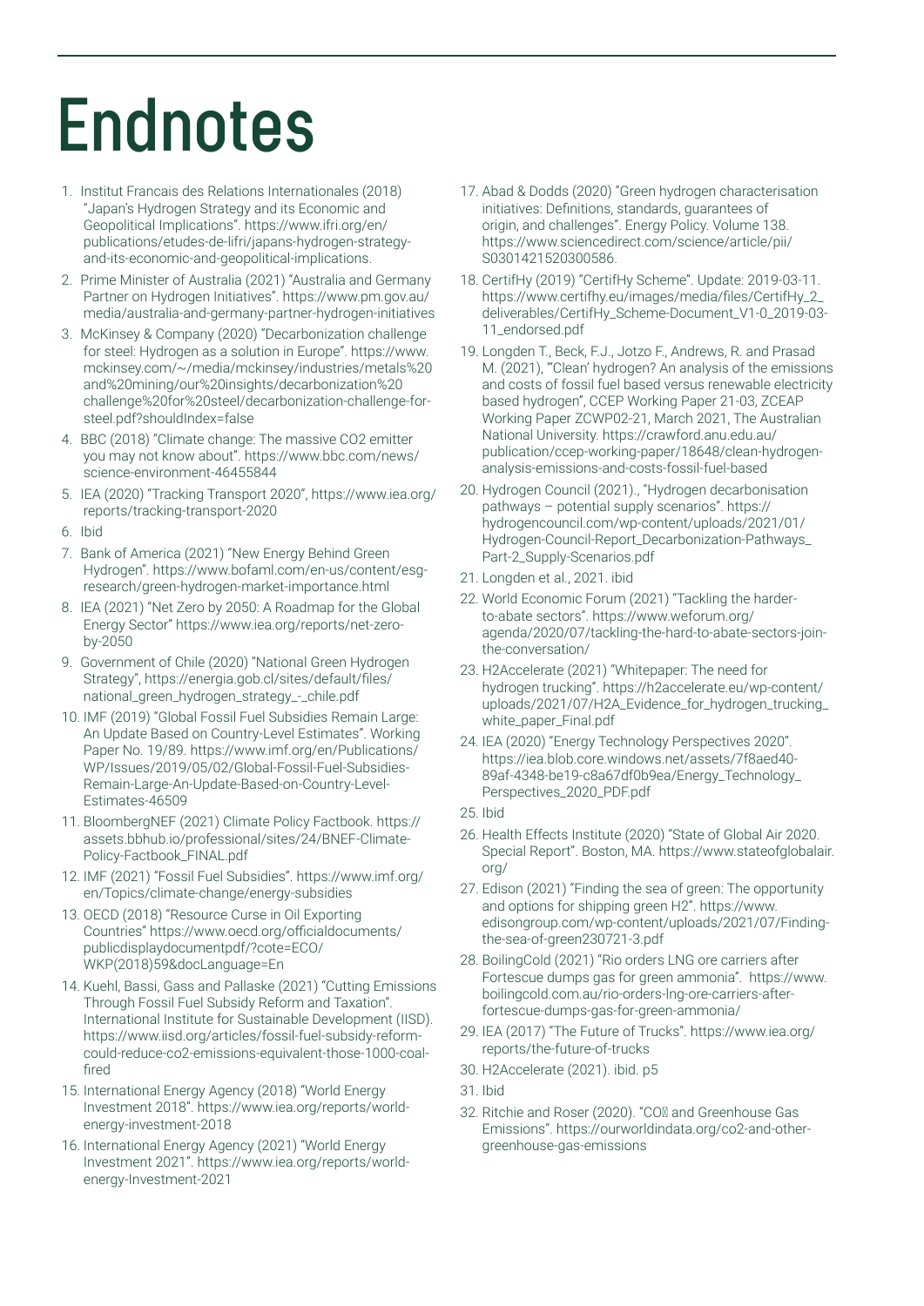# Endnotes

1. Institut Francais des Relations Internationales (2018) "Japan's Hydrogen Strategy and its Economic and Geopolitical Implications". https://www.ifri.org/en/publications/etudes-de-lifri/japans-hydrogen-strategy-and-its-economic-and-geopolitical-implications.
2. Prime Minister of Australia (2021) "Australia and Germany Partner on Hydrogen Initiatives". https://www.pm.gov.au/media/australia-and-germany-partner-hydrogen-initiatives
3. McKinsey & Company (2020) "Decarbonization challenge for steel: Hydrogen as a solution in Europe". https://www.mckinsey.com/~/media/mckinsey/industries/metals%20and%20mining/our%20insights/decarbonization%20challenge%20for%20steel/decarbonization-challenge-for-steel.pdf?shouldIndex=false
4. BBC (2018) "Climate change: The massive CO2 emitter you may not know about". https://www.bbc.com/news/science-environment-46455844
5. IEA (2020) "Tracking Transport 2020", https://www.iea.org/reports/tracking-transport-2020
6. Ibid
7. Bank of America (2021) "New Energy Behind Green Hydrogen". https://www.bofaml.com/en-us/content/esg-research/green-hydrogen-market-importance.html
8. IEA (2021) "Net Zero by 2050: A Roadmap for the Global Energy Sector" https://www.iea.org/reports/net-zero-by-2050
9. Government of Chile (2020) "National Green Hydrogen Strategy", https://energia.gob.cl/sites/default/files/national_green_hydrogen_strategy_-_chile.pdf
10. IMF (2019) "Global Fossil Fuel Subsidies Remain Large: An Update Based on Country-Level Estimates". Working Paper No. 19/89. https://www.imf.org/en/Publications/WP/Issues/2019/05/02/Global-Fossil-Fuel-Subsidies-Remain-Large-An-Update-Based-on-Country-Level-Estimates-46509
11. BloombergNEF (2021) Climate Policy Factbook. https://assets.bbhub.io/professional/sites/24/BNEF-Climate-Policy-Factbook_FINAL.pdf
12. IMF (2021) "Fossil Fuel Subsidies". https://www.imf.org/en/Topics/climate-change/energy-subsidies
13. OECD (2018) "Resource Curse in Oil Exporting Countries" https://www.oecd.org/officialdocuments/publicdisplaydocumentpdf/?cote=ECO/WKP(2018)59&docLanguage=En
14. Kuehl, Bassi, Gass and Pallaske (2021) "Cutting Emissions Through Fossil Fuel Subsidy Reform and Taxation". International Institute for Sustainable Development (IISD). https://www.iisd.org/articles/fossil-fuel-subsidy-reform-could-reduce-co2-emissions-equivalent-those-1000-coal-fired
15. International Energy Agency (2018) "World Energy Investment 2018". https://www.iea.org/reports/world-energy-investment-2018
16. International Energy Agency (2021) "World Energy Investment 2021". https://www.iea.org/reports/world-energy-Investment-2021
17. Abad & Dodds (2020) "Green hydrogen characterisation initiatives: Definitions, standards, guarantees of origin, and challenges". Energy Policy. Volume 138. https://www.sciencedirect.com/science/article/pii/S0301421520300586.
18. CertifHy (2019) "CertifHy Scheme". Update: 2019-03-11. https://www.certifhy.eu/images/media/files/CertifHy_2_deliverables/CertifHy_Scheme-Document_V1-0_2019-03-11_endorsed.pdf
19. Longden T., Beck, F.J., Jotzo F., Andrews, R. and Prasad M. (2021), "'Clean' hydrogen? An analysis of the emissions and costs of fossil fuel based versus renewable electricity based hydrogen", CCEP Working Paper 21-03, ZCEAP Working Paper ZCWP02-21, March 2021, The Australian National University. https://crawford.anu.edu.au/publication/ccep-working-paper/18648/clean-hydrogen-analysis-emissions-and-costs-fossil-fuel-based
20. Hydrogen Council (2021)., "Hydrogen decarbonisation pathways – potential supply scenarios". https://hydrogencouncil.com/wp-content/uploads/2021/01/Hydrogen-Council-Report_Decarbonization-Pathways_Part-2_Supply-Scenarios.pdf
21. Longden et al., 2021. ibid
22. World Economic Forum (2021) "Tackling the harder-to-abate sectors". https://www.weforum.org/agenda/2020/07/tackling-the-hard-to-abate-sectors-join-the-conversation/
23. H2Accelerate (2021) "Whitepaper: The need for hydrogen trucking". https://h2accelerate.eu/wp-content/uploads/2021/07/H2A_Evidence_for_hydrogen_trucking_white_paper_Final.pdf
24. IEA (2020) "Energy Technology Perspectives 2020". https://iea.blob.core.windows.net/assets/7f8aed40-89af-4348-be19-c8a67df0b9ea/Energy_Technology_Perspectives_2020_PDF.pdf
25. Ibid
26. Health Effects Institute (2020) "State of Global Air 2020. Special Report". Boston, MA. https://www.stateofglobalair.org/
27. Edison (2021) "Finding the sea of green: The opportunity and options for shipping green H2". https://www.edisongroup.com/wp-content/uploads/2021/07/Finding-the-sea-of-green230721-3.pdf
28. BoilingCold (2021) "Rio orders LNG ore carriers after Fortescue dumps gas for green ammonia". https://www.boilingcold.com.au/rio-orders-lng-ore-carriers-after-fortescue-dumps-gas-for-green-ammonia/
29. IEA (2017) "The Future of Trucks". https://www.iea.org/reports/the-future-of-trucks
30. H2Accelerate (2021). ibid. p5
31. Ibid
32. Ritchie and Roser (2020). "$CO_2$ and Greenhouse Gas Emissions". https://ourworldindata.org/co2-and-other-greenhouse-gas-emissions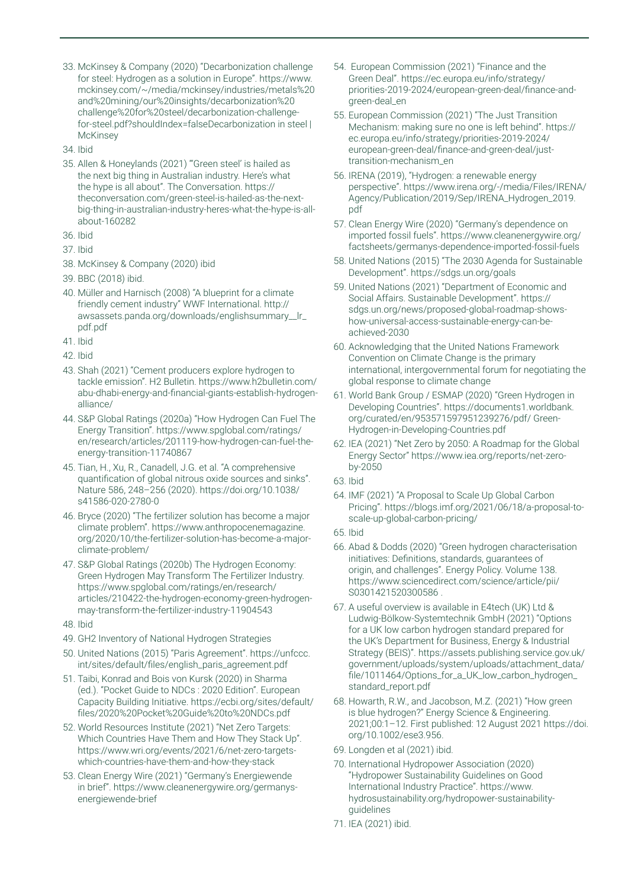33. McKinsey & Company (2020) "Decarbonization challenge for steel: Hydrogen as a solution in Europe". https://www.mckinsey.com/~/media/mckinsey/industries/metals%20and%20mining/our%20insights/decarbonization%20challenge%20for%20steel/decarbonization-challenge-for-steel.pdf?shouldIndex=falseDecarbonization in steel | McKinsey
34. Ibid
35. Allen & Honeylands (2021) "'Green steel' is hailed as the next big thing in Australian industry. Here's what the hype is all about". The Conversation. https://theconversation.com/green-steel-is-hailed-as-the-next-big-thing-in-australian-industry-heres-what-the-hype-is-all-about-160282
36. Ibid
37. Ibid
38. McKinsey & Company (2020) ibid
39. BBC (2018) ibid.
40. Müller and Harnisch (2008) "A blueprint for a climate friendly cement industry" WWF International. http://awsassets.panda.org/downloads/englishsummary__lr_pdf.pdf
41. Ibid
42. Ibid
43. Shah (2021) "Cement producers explore hydrogen to tackle emission". H2 Bulletin. https://www.h2bulletin.com/abu-dhabi-energy-and-financial-giants-establish-hydrogen-alliance/
44. S&P Global Ratings (2020a) "How Hydrogen Can Fuel The Energy Transition". https://www.spglobal.com/ratings/en/research/articles/201119-how-hydrogen-can-fuel-the-energy-transition-11740867
45. Tian, H., Xu, R., Canadell, J.G. et al. "A comprehensive quantification of global nitrous oxide sources and sinks". Nature 586, 248–256 (2020). https://doi.org/10.1038/s41586-020-2780-0
46. Bryce (2020) "The fertilizer solution has become a major climate problem". https://www.anthropocenemagazine.org/2020/10/the-fertilizer-solution-has-become-a-major-climate-problem/
47. S&P Global Ratings (2020b) The Hydrogen Economy: Green Hydrogen May Transform The Fertilizer Industry. https://www.spglobal.com/ratings/en/research/articles/210422-the-hydrogen-economy-green-hydrogen-may-transform-the-fertilizer-industry-11904543
48. Ibid
49. GH2 Inventory of National Hydrogen Strategies
50. United Nations (2015) "Paris Agreement". https://unfccc.int/sites/default/files/english_paris_agreement.pdf
51. Taibi, Konrad and Bois von Kursk (2020) in Sharma (ed.). "Pocket Guide to NDCs : 2020 Edition". European Capacity Building Initiative. https://ecbi.org/sites/default/files/2020%20Pocket%20Guide%20to%20NDCs.pdf
52. World Resources Institute (2021) "Net Zero Targets: Which Countries Have Them and How They Stack Up". https://www.wri.org/events/2021/6/net-zero-targets-which-countries-have-them-and-how-they-stack
53. Clean Energy Wire (2021) "Germany's Energiewende in brief". https://www.cleanenergywire.org/germanys-energiewende-brief
54. European Commission (2021) "Finance and the Green Deal". https://ec.europa.eu/info/strategy/priorities-2019-2024/european-green-deal/finance-and-green-deal_en
55. European Commission (2021) "The Just Transition Mechanism: making sure no one is left behind". https://ec.europa.eu/info/strategy/priorities-2019-2024/european-green-deal/finance-and-green-deal/just-transition-mechanism_en
56. IRENA (2019), "Hydrogen: a renewable energy perspective". https://www.irena.org/-/media/Files/IRENA/Agency/Publication/2019/Sep/IRENA_Hydrogen_2019.pdf
57. Clean Energy Wire (2020) "Germany's dependence on imported fossil fuels". https://www.cleanenergywire.org/factsheets/germanys-dependence-imported-fossil-fuels
58. United Nations (2015) "The 2030 Agenda for Sustainable Development". https://sdgs.un.org/goals
59. United Nations (2021) "Department of Economic and Social Affairs. Sustainable Development". https://sdgs.un.org/news/proposed-global-roadmap-shows-how-universal-access-sustainable-energy-can-be-achieved-2030
60. Acknowledging that the United Nations Framework Convention on Climate Change is the primary international, intergovernmental forum for negotiating the global response to climate change
61. World Bank Group / ESMAP (2020) "Green Hydrogen in Developing Countries". https://documents1.worldbank.org/curated/en/953571597951239276/pdf/ Green-Hydrogen-in-Developing-Countries.pdf
62. IEA (2021) "Net Zero by 2050: A Roadmap for the Global Energy Sector" https://www.iea.org/reports/net-zero-by-2050
63. Ibid
64. IMF (2021) "A Proposal to Scale Up Global Carbon Pricing". https://blogs.imf.org/2021/06/18/a-proposal-to-scale-up-global-carbon-pricing/
65. Ibid
66. Abad & Dodds (2020) "Green hydrogen characterisation initiatives: Definitions, standards, guarantees of origin, and challenges". Energy Policy. Volume 138. https://www.sciencedirect.com/science/article/pii/S0301421520300586 .
67. A useful overview is available in E4tech (UK) Ltd & Ludwig-Bölkow-Systemtechnik GmbH (2021) "Options for a UK low carbon hydrogen standard prepared for the UK's Department for Business, Energy & Industrial Strategy (BEIS)". https://assets.publishing.service.gov.uk/government/uploads/system/uploads/attachment_data/file/1011464/Options_for_a_UK_low_carbon_hydrogen_standard_report.pdf
68. Howarth, R.W., and Jacobson, M.Z. (2021) "How green is blue hydrogen?" Energy Science & Engineering. 2021;00:1–12. First published: 12 August 2021 https://doi.org/10.1002/ese3.956.
69. Longden et al (2021) ibid.
70. International Hydropower Association (2020) "Hydropower Sustainability Guidelines on Good International Industry Practice". https://www.hydrosustainability.org/hydropower-sustainability-guidelines
71. IEA (2021) ibid.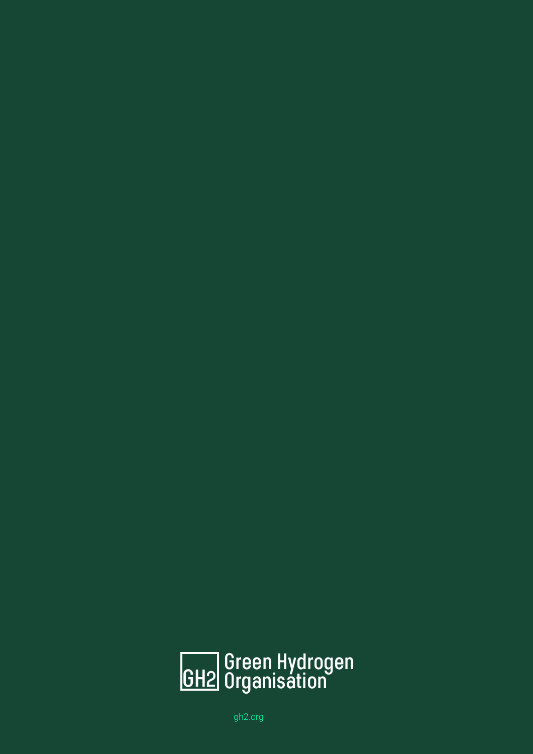GH2 Green Hydrogen Organisation

gh2.org